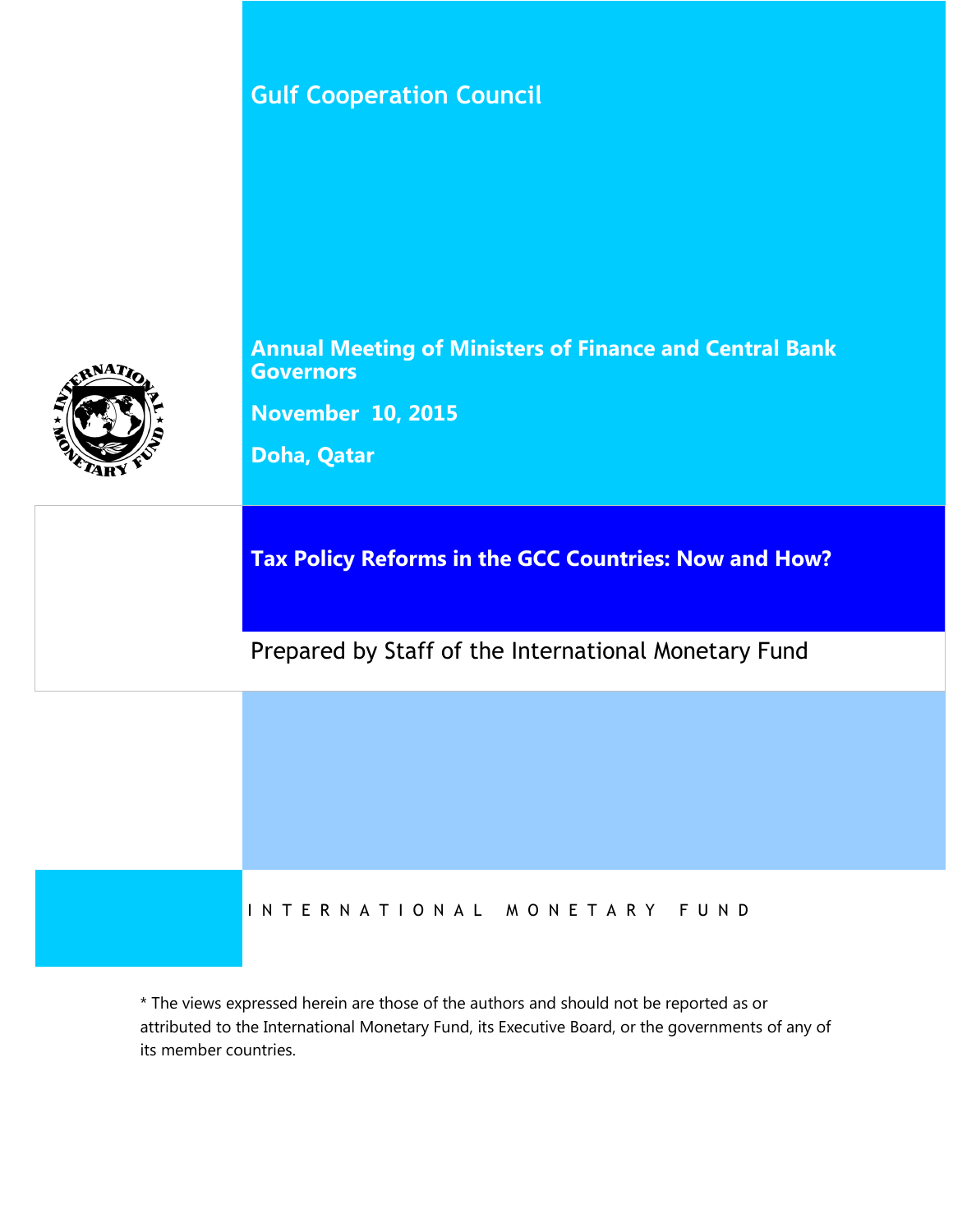# Gulf Cooperation Council

**Annual Meeting of Ministers of Finance and Central Bank Governors**

**November 10, 2015**

**Doha, Qatar**

## Tax Policy Reforms in the GCC Countries: Now and How?

Prepared by Staff of the International Monetary Fund

INTERNATIONAL MONETARY FUND

* The views expressed herein are those of the authors and should not be reported as or attributed to the International Monetary Fund, its Executive Board, or the governments of any of its member countries.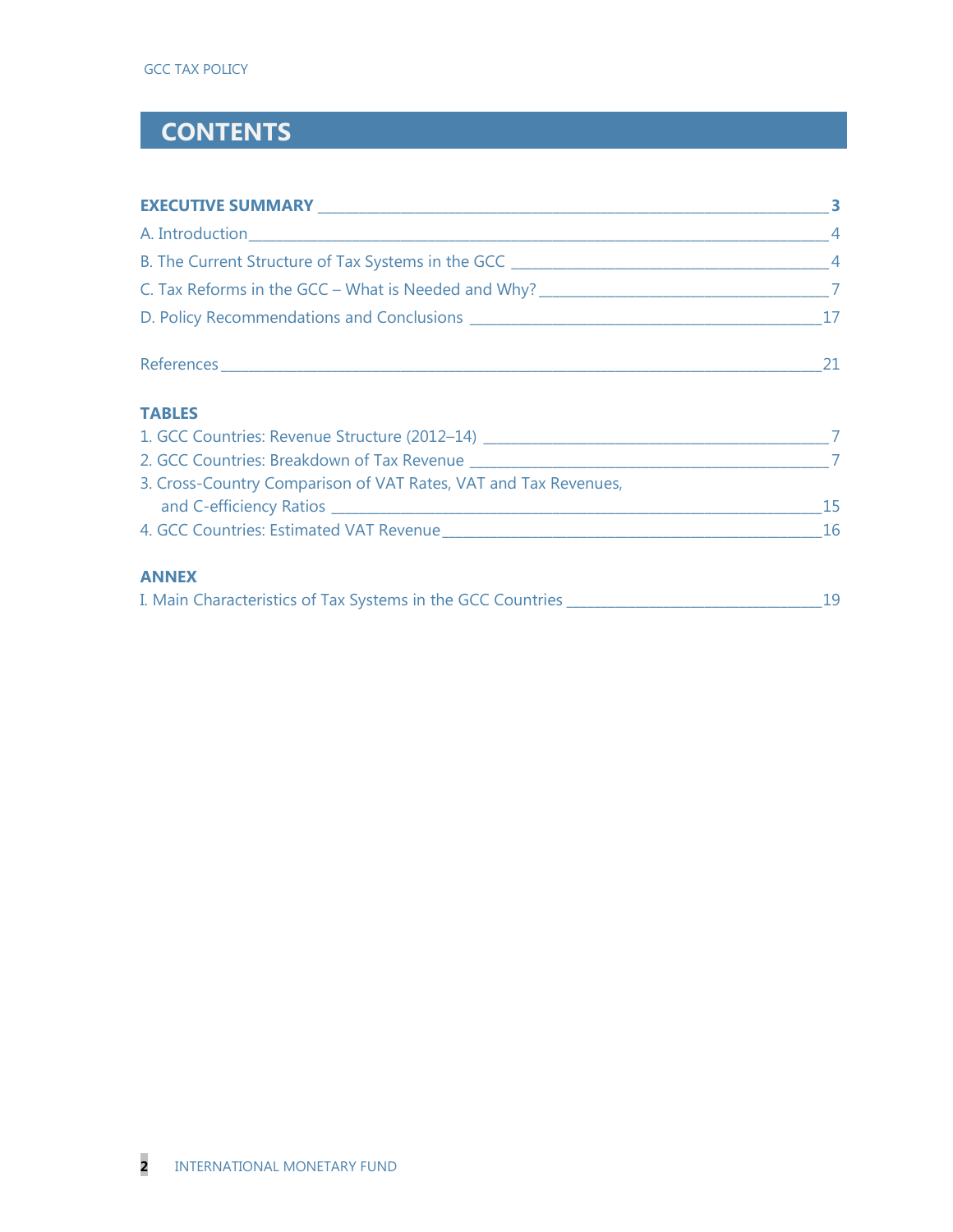# CONTENTS

**EXECUTIVE SUMMARY** — **3**

A. Introduction — 4

B. The Current Structure of Tax Systems in the GCC — 4

C. Tax Reforms in the GCC – What is Needed and Why? — 7

D. Policy Recommendations and Conclusions — 17

References — 21

**TABLES**

1. GCC Countries: Revenue Structure (2012–14) — 7
2. GCC Countries: Breakdown of Tax Revenue — 7
3. Cross-Country Comparison of VAT Rates, VAT and Tax Revenues, and C-efficiency Ratios — 15
4. GCC Countries: Estimated VAT Revenue — 16

**ANNEX**

I. Main Characteristics of Tax Systems in the GCC Countries — 19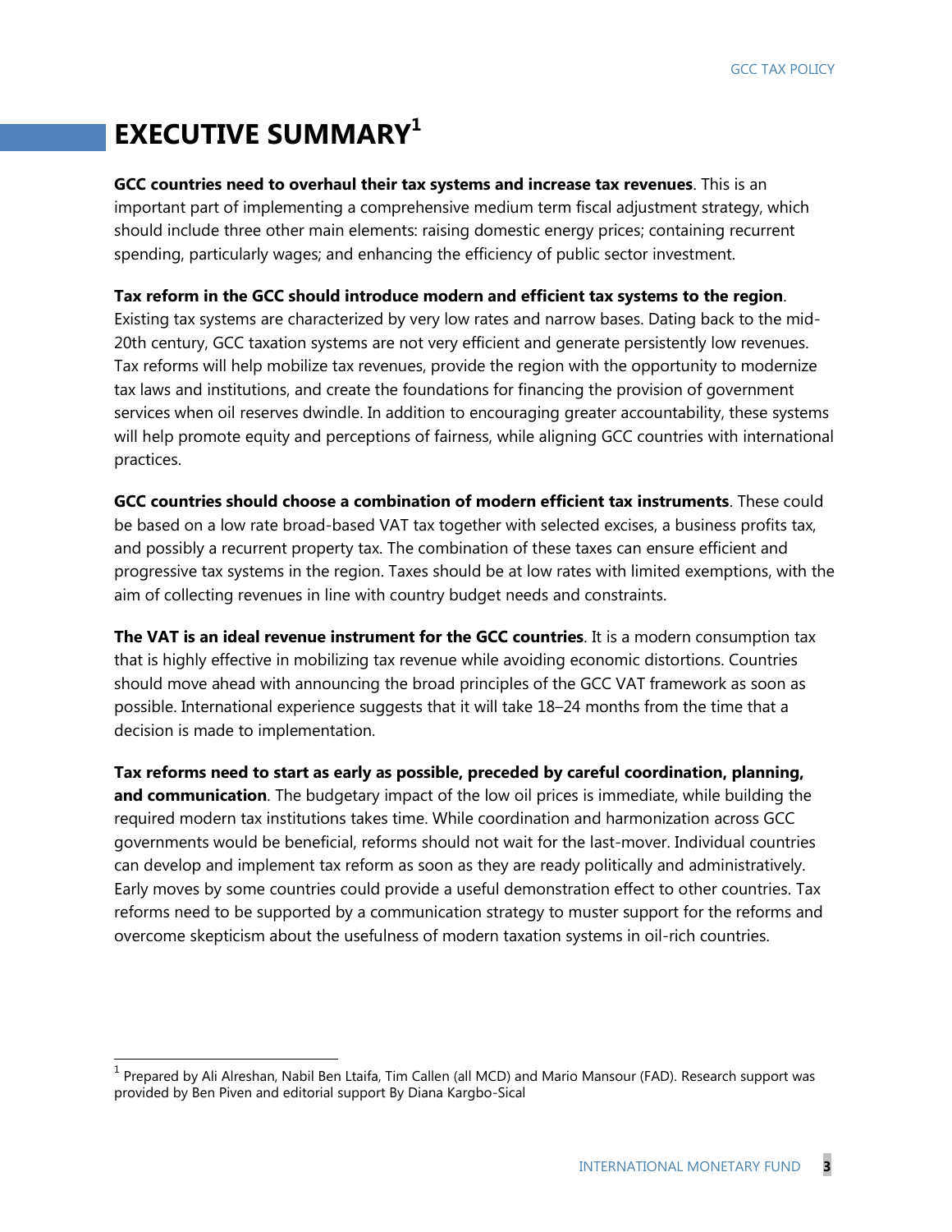# EXECUTIVE SUMMARY[1]

**GCC countries need to overhaul their tax systems and increase tax revenues**. This is an important part of implementing a comprehensive medium term fiscal adjustment strategy, which should include three other main elements: raising domestic energy prices; containing recurrent spending, particularly wages; and enhancing the efficiency of public sector investment.

**Tax reform in the GCC should introduce modern and efficient tax systems to the region**. Existing tax systems are characterized by very low rates and narrow bases. Dating back to the mid-20th century, GCC taxation systems are not very efficient and generate persistently low revenues. Tax reforms will help mobilize tax revenues, provide the region with the opportunity to modernize tax laws and institutions, and create the foundations for financing the provision of government services when oil reserves dwindle. In addition to encouraging greater accountability, these systems will help promote equity and perceptions of fairness, while aligning GCC countries with international practices.

**GCC countries should choose a combination of modern efficient tax instruments**. These could be based on a low rate broad-based VAT tax together with selected excises, a business profits tax, and possibly a recurrent property tax. The combination of these taxes can ensure efficient and progressive tax systems in the region. Taxes should be at low rates with limited exemptions, with the aim of collecting revenues in line with country budget needs and constraints.

**The VAT is an ideal revenue instrument for the GCC countries**. It is a modern consumption tax that is highly effective in mobilizing tax revenue while avoiding economic distortions. Countries should move ahead with announcing the broad principles of the GCC VAT framework as soon as possible. International experience suggests that it will take 18–24 months from the time that a decision is made to implementation.

**Tax reforms need to start as early as possible, preceded by careful coordination, planning, and communication**. The budgetary impact of the low oil prices is immediate, while building the required modern tax institutions takes time. While coordination and harmonization across GCC governments would be beneficial, reforms should not wait for the last-mover. Individual countries can develop and implement tax reform as soon as they are ready politically and administratively. Early moves by some countries could provide a useful demonstration effect to other countries. Tax reforms need to be supported by a communication strategy to muster support for the reforms and overcome skepticism about the usefulness of modern taxation systems in oil-rich countries.

---

[1] Prepared by Ali Alreshan, Nabil Ben Ltaifa, Tim Callen (all MCD) and Mario Mansour (FAD). Research support was provided by Ben Piven and editorial support By Diana Kargbo-Sical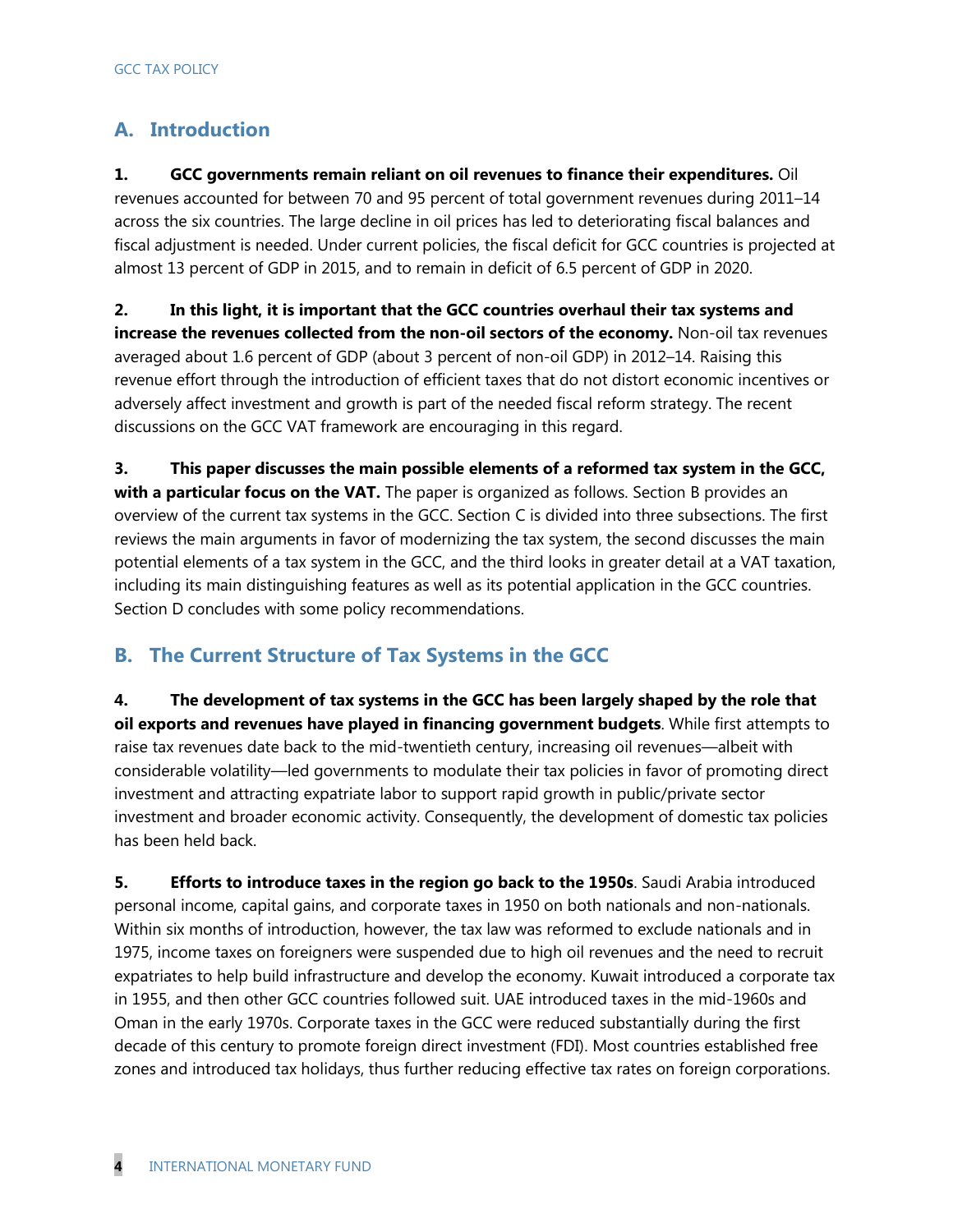## A. Introduction

**1. GCC governments remain reliant on oil revenues to finance their expenditures.** Oil revenues accounted for between 70 and 95 percent of total government revenues during 2011–14 across the six countries. The large decline in oil prices has led to deteriorating fiscal balances and fiscal adjustment is needed. Under current policies, the fiscal deficit for GCC countries is projected at almost 13 percent of GDP in 2015, and to remain in deficit of 6.5 percent of GDP in 2020.

**2. In this light, it is important that the GCC countries overhaul their tax systems and increase the revenues collected from the non-oil sectors of the economy.** Non-oil tax revenues averaged about 1.6 percent of GDP (about 3 percent of non-oil GDP) in 2012–14. Raising this revenue effort through the introduction of efficient taxes that do not distort economic incentives or adversely affect investment and growth is part of the needed fiscal reform strategy. The recent discussions on the GCC VAT framework are encouraging in this regard.

**3. This paper discusses the main possible elements of a reformed tax system in the GCC, with a particular focus on the VAT.** The paper is organized as follows. Section B provides an overview of the current tax systems in the GCC. Section C is divided into three subsections. The first reviews the main arguments in favor of modernizing the tax system, the second discusses the main potential elements of a tax system in the GCC, and the third looks in greater detail at a VAT taxation, including its main distinguishing features as well as its potential application in the GCC countries. Section D concludes with some policy recommendations.

## B. The Current Structure of Tax Systems in the GCC

**4. The development of tax systems in the GCC has been largely shaped by the role that oil exports and revenues have played in financing government budgets**. While first attempts to raise tax revenues date back to the mid-twentieth century, increasing oil revenues—albeit with considerable volatility—led governments to modulate their tax policies in favor of promoting direct investment and attracting expatriate labor to support rapid growth in public/private sector investment and broader economic activity. Consequently, the development of domestic tax policies has been held back.

**5. Efforts to introduce taxes in the region go back to the 1950s**. Saudi Arabia introduced personal income, capital gains, and corporate taxes in 1950 on both nationals and non-nationals. Within six months of introduction, however, the tax law was reformed to exclude nationals and in 1975, income taxes on foreigners were suspended due to high oil revenues and the need to recruit expatriates to help build infrastructure and develop the economy. Kuwait introduced a corporate tax in 1955, and then other GCC countries followed suit. UAE introduced taxes in the mid-1960s and Oman in the early 1970s. Corporate taxes in the GCC were reduced substantially during the first decade of this century to promote foreign direct investment (FDI). Most countries established free zones and introduced tax holidays, thus further reducing effective tax rates on foreign corporations.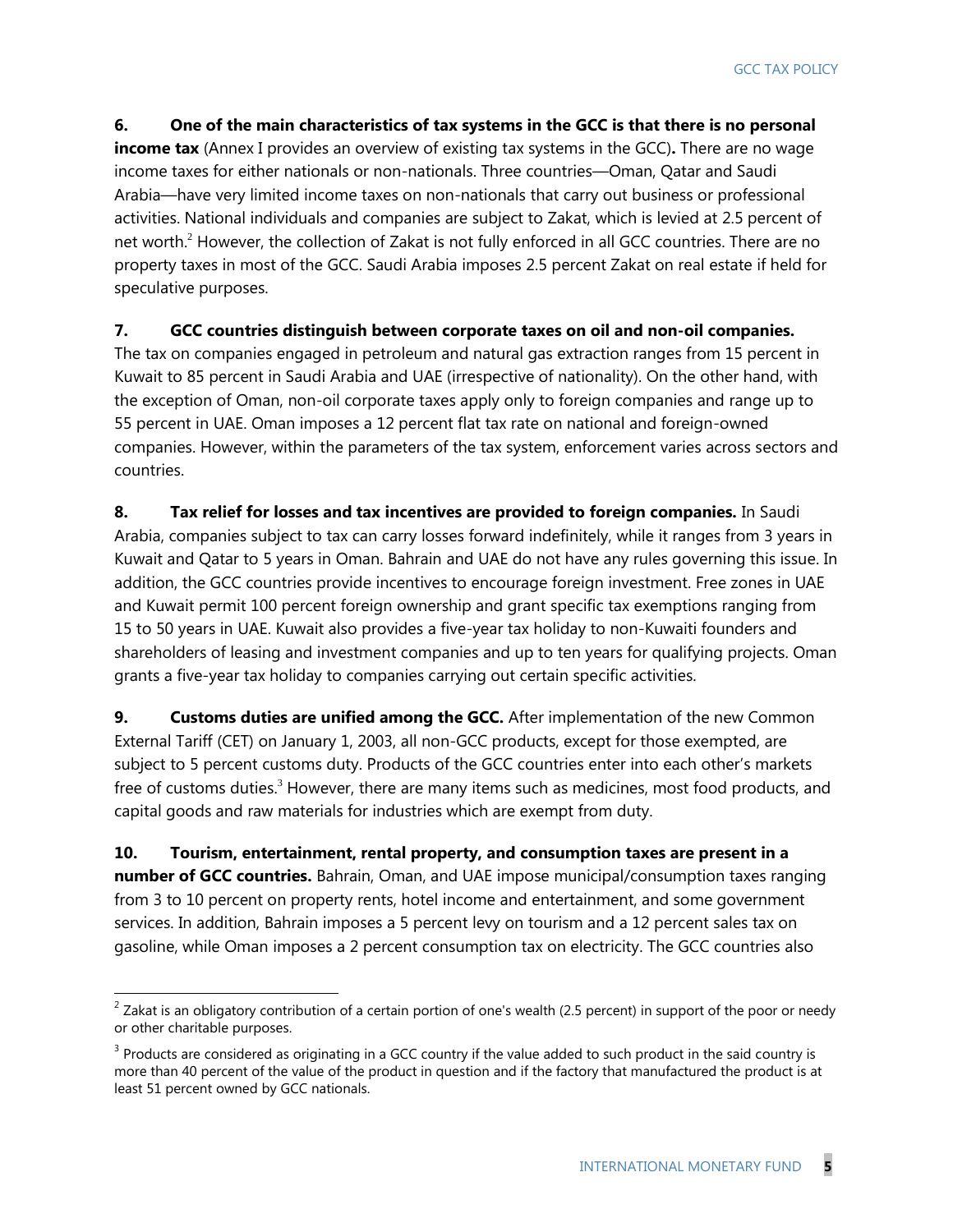**6. One of the main characteristics of tax systems in the GCC is that there is no personal income tax** (Annex I provides an overview of existing tax systems in the GCC)**.** There are no wage income taxes for either nationals or non-nationals. Three countries—Oman, Qatar and Saudi Arabia—have very limited income taxes on non-nationals that carry out business or professional activities. National individuals and companies are subject to Zakat, which is levied at 2.5 percent of net worth.[2] However, the collection of Zakat is not fully enforced in all GCC countries. There are no property taxes in most of the GCC. Saudi Arabia imposes 2.5 percent Zakat on real estate if held for speculative purposes.

**7. GCC countries distinguish between corporate taxes on oil and non-oil companies.** The tax on companies engaged in petroleum and natural gas extraction ranges from 15 percent in Kuwait to 85 percent in Saudi Arabia and UAE (irrespective of nationality). On the other hand, with the exception of Oman, non-oil corporate taxes apply only to foreign companies and range up to 55 percent in UAE. Oman imposes a 12 percent flat tax rate on national and foreign-owned companies. However, within the parameters of the tax system, enforcement varies across sectors and countries.

**8. Tax relief for losses and tax incentives are provided to foreign companies.** In Saudi Arabia, companies subject to tax can carry losses forward indefinitely, while it ranges from 3 years in Kuwait and Qatar to 5 years in Oman. Bahrain and UAE do not have any rules governing this issue. In addition, the GCC countries provide incentives to encourage foreign investment. Free zones in UAE and Kuwait permit 100 percent foreign ownership and grant specific tax exemptions ranging from 15 to 50 years in UAE. Kuwait also provides a five-year tax holiday to non-Kuwaiti founders and shareholders of leasing and investment companies and up to ten years for qualifying projects. Oman grants a five-year tax holiday to companies carrying out certain specific activities.

**9. Customs duties are unified among the GCC.** After implementation of the new Common External Tariff (CET) on January 1, 2003, all non-GCC products, except for those exempted, are subject to 5 percent customs duty. Products of the GCC countries enter into each other's markets free of customs duties.[3] However, there are many items such as medicines, most food products, and capital goods and raw materials for industries which are exempt from duty.

**10. Tourism, entertainment, rental property, and consumption taxes are present in a number of GCC countries.** Bahrain, Oman, and UAE impose municipal/consumption taxes ranging from 3 to 10 percent on property rents, hotel income and entertainment, and some government services. In addition, Bahrain imposes a 5 percent levy on tourism and a 12 percent sales tax on gasoline, while Oman imposes a 2 percent consumption tax on electricity. The GCC countries also

---

[2] Zakat is an obligatory contribution of a certain portion of one's wealth (2.5 percent) in support of the poor or needy or other charitable purposes.

[3] Products are considered as originating in a GCC country if the value added to such product in the said country is more than 40 percent of the value of the product in question and if the factory that manufactured the product is at least 51 percent owned by GCC nationals.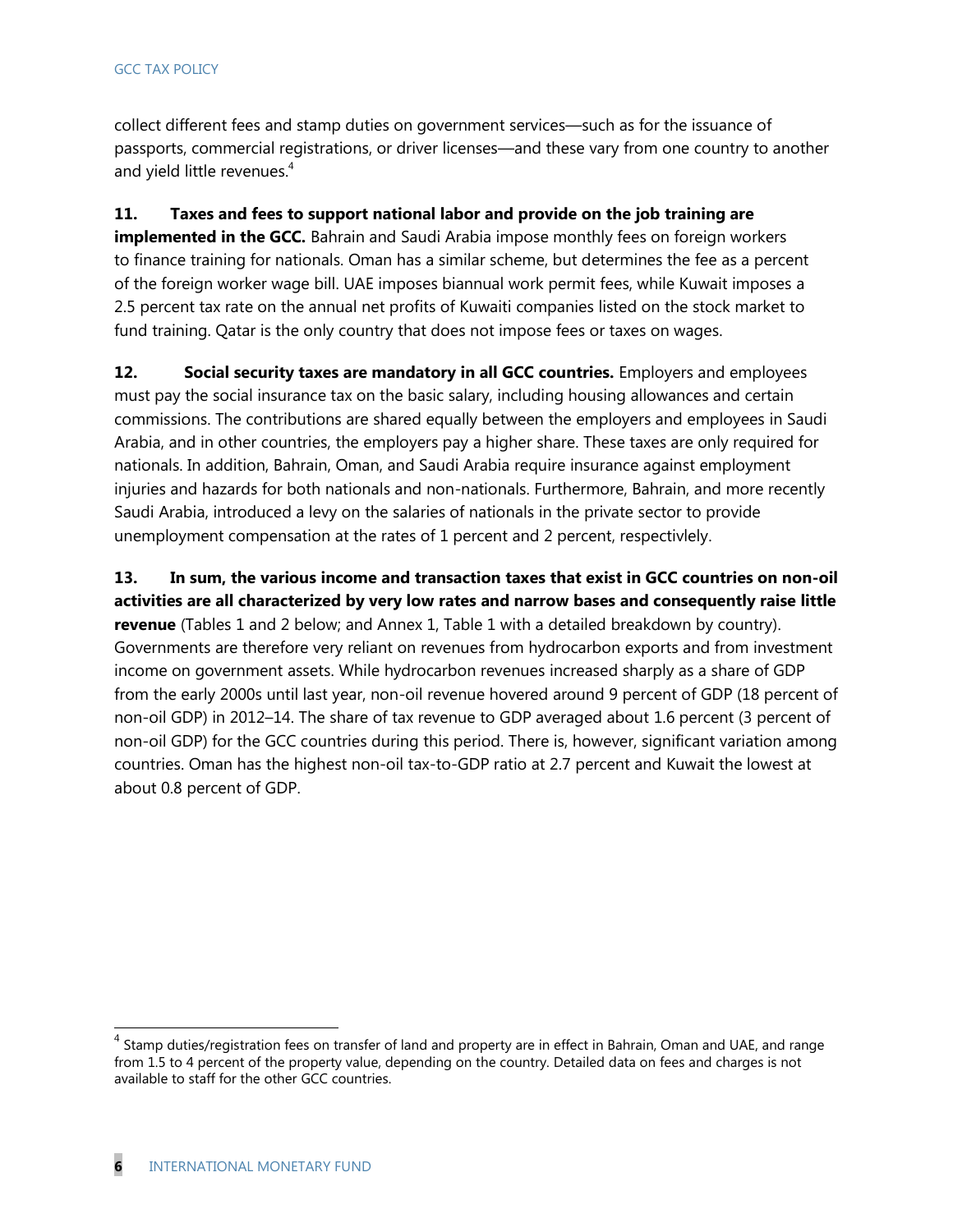collect different fees and stamp duties on government services—such as for the issuance of passports, commercial registrations, or driver licenses—and these vary from one country to another and yield little revenues.[4]

**11. Taxes and fees to support national labor and provide on the job training are implemented in the GCC.** Bahrain and Saudi Arabia impose monthly fees on foreign workers to finance training for nationals. Oman has a similar scheme, but determines the fee as a percent of the foreign worker wage bill. UAE imposes biannual work permit fees, while Kuwait imposes a 2.5 percent tax rate on the annual net profits of Kuwaiti companies listed on the stock market to fund training. Qatar is the only country that does not impose fees or taxes on wages.

**12. Social security taxes are mandatory in all GCC countries.** Employers and employees must pay the social insurance tax on the basic salary, including housing allowances and certain commissions. The contributions are shared equally between the employers and employees in Saudi Arabia, and in other countries, the employers pay a higher share. These taxes are only required for nationals. In addition, Bahrain, Oman, and Saudi Arabia require insurance against employment injuries and hazards for both nationals and non-nationals. Furthermore, Bahrain, and more recently Saudi Arabia, introduced a levy on the salaries of nationals in the private sector to provide unemployment compensation at the rates of 1 percent and 2 percent, respectivlely.

**13. In sum, the various income and transaction taxes that exist in GCC countries on non-oil activities are all characterized by very low rates and narrow bases and consequently raise little revenue** (Tables 1 and 2 below; and Annex 1, Table 1 with a detailed breakdown by country). Governments are therefore very reliant on revenues from hydrocarbon exports and from investment income on government assets. While hydrocarbon revenues increased sharply as a share of GDP from the early 2000s until last year, non-oil revenue hovered around 9 percent of GDP (18 percent of non-oil GDP) in 2012–14. The share of tax revenue to GDP averaged about 1.6 percent (3 percent of non-oil GDP) for the GCC countries during this period. There is, however, significant variation among countries. Oman has the highest non-oil tax-to-GDP ratio at 2.7 percent and Kuwait the lowest at about 0.8 percent of GDP.

[4] Stamp duties/registration fees on transfer of land and property are in effect in Bahrain, Oman and UAE, and range from 1.5 to 4 percent of the property value, depending on the country. Detailed data on fees and charges is not available to staff for the other GCC countries.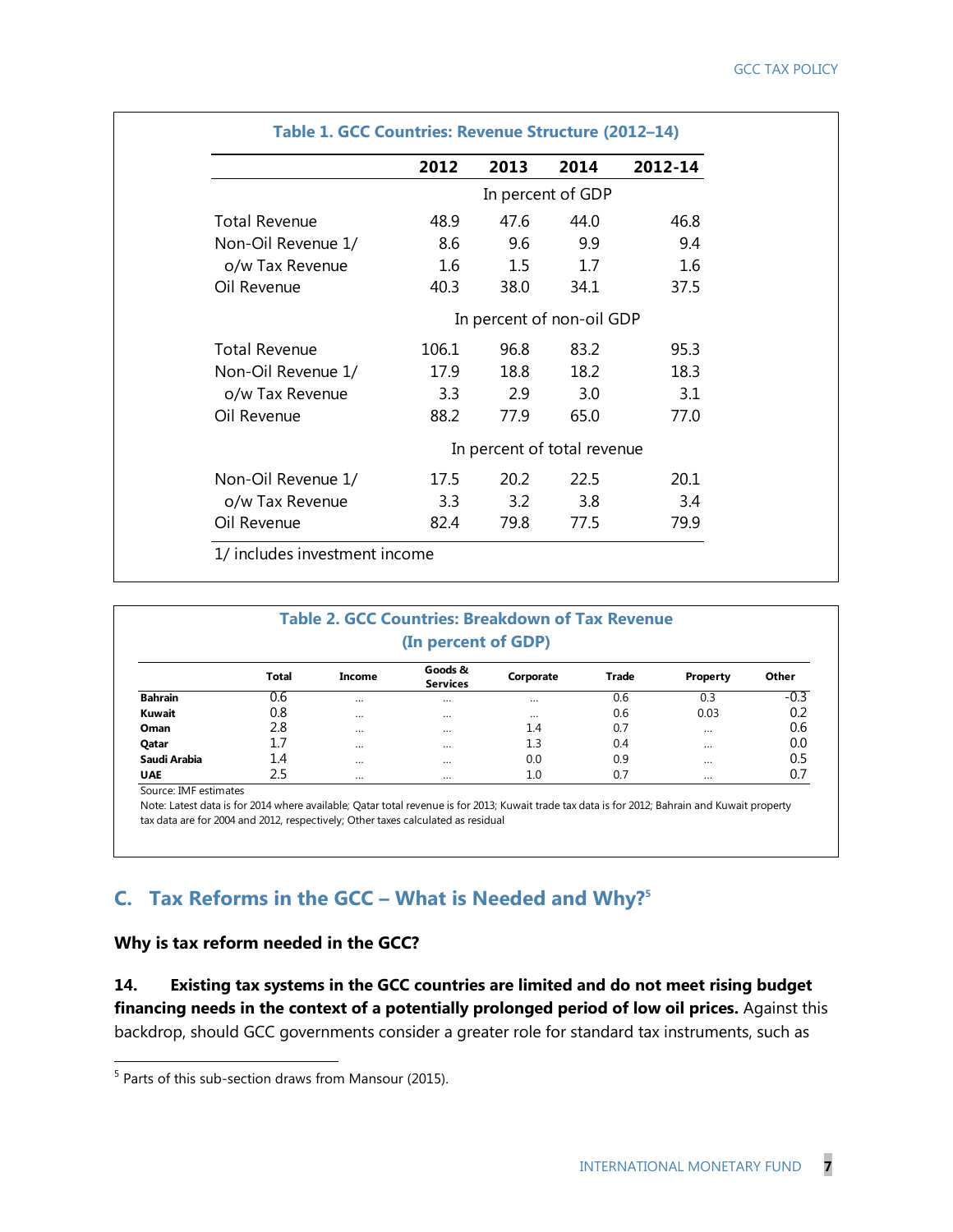**Table 1. GCC Countries: Revenue Structure (2012–14)**

| | 2012 | 2013 | 2014 | 2012-14 |
|---|---|---|---|---|
| | In percent of GDP | | | |
| Total Revenue | 48.9 | 47.6 | 44.0 | 46.8 |
| Non-Oil Revenue 1/ | 8.6 | 9.6 | 9.9 | 9.4 |
| o/w Tax Revenue | 1.6 | 1.5 | 1.7 | 1.6 |
| Oil Revenue | 40.3 | 38.0 | 34.1 | 37.5 |
| | In percent of non-oil GDP | | | |
| Total Revenue | 106.1 | 96.8 | 83.2 | 95.3 |
| Non-Oil Revenue 1/ | 17.9 | 18.8 | 18.2 | 18.3 |
| o/w Tax Revenue | 3.3 | 2.9 | 3.0 | 3.1 |
| Oil Revenue | 88.2 | 77.9 | 65.0 | 77.0 |
| | In percent of total revenue | | | |
| Non-Oil Revenue 1/ | 17.5 | 20.2 | 22.5 | 20.1 |
| o/w Tax Revenue | 3.3 | 3.2 | 3.8 | 3.4 |
| Oil Revenue | 82.4 | 79.8 | 77.5 | 79.9 |

1/ includes investment income

**Table 2. GCC Countries: Breakdown of Tax Revenue (In percent of GDP)**

| | Total | Income | Goods & Services | Corporate | Trade | Property | Other |
|---|---|---|---|---|---|---|---|
| **Bahrain** | 0.6 | ... | ... | ... | 0.6 | 0.3 | -0.3 |
| **Kuwait** | 0.8 | ... | ... | ... | 0.6 | 0.03 | 0.2 |
| **Oman** | 2.8 | ... | ... | 1.4 | 0.7 | ... | 0.6 |
| **Qatar** | 1.7 | ... | ... | 1.3 | 0.4 | ... | 0.0 |
| **Saudi Arabia** | 1.4 | ... | ... | 0.0 | 0.9 | ... | 0.5 |
| **UAE** | 2.5 | ... | ... | 1.0 | 0.7 | ... | 0.7 |

Source: IMF estimates

Note: Latest data is for 2014 where available; Qatar total revenue is for 2013; Kuwait trade tax data is for 2012; Bahrain and Kuwait property tax data are for 2004 and 2012, respectively; Other taxes calculated as residual

## C. Tax Reforms in the GCC – What is Needed and Why?[5]

### Why is tax reform needed in the GCC?

**14. Existing tax systems in the GCC countries are limited and do not meet rising budget financing needs in the context of a potentially prolonged period of low oil prices.** Against this backdrop, should GCC governments consider a greater role for standard tax instruments, such as

[5] Parts of this sub-section draws from Mansour (2015).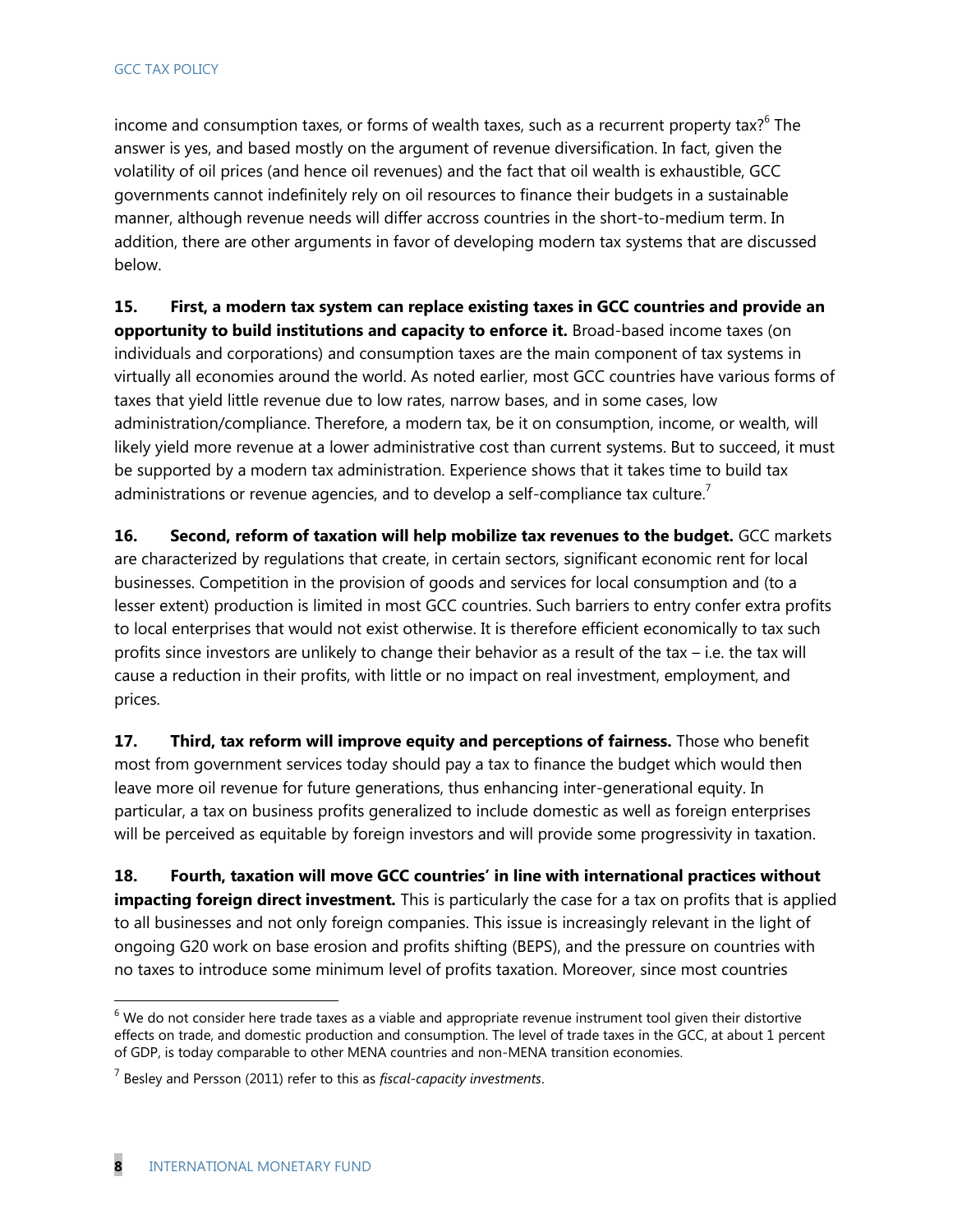income and consumption taxes, or forms of wealth taxes, such as a recurrent property tax?[6] The answer is yes, and based mostly on the argument of revenue diversification. In fact, given the volatility of oil prices (and hence oil revenues) and the fact that oil wealth is exhaustible, GCC governments cannot indefinitely rely on oil resources to finance their budgets in a sustainable manner, although revenue needs will differ accross countries in the short-to-medium term. In addition, there are other arguments in favor of developing modern tax systems that are discussed below.

**15. First, a modern tax system can replace existing taxes in GCC countries and provide an opportunity to build institutions and capacity to enforce it.** Broad-based income taxes (on individuals and corporations) and consumption taxes are the main component of tax systems in virtually all economies around the world. As noted earlier, most GCC countries have various forms of taxes that yield little revenue due to low rates, narrow bases, and in some cases, low administration/compliance. Therefore, a modern tax, be it on consumption, income, or wealth, will likely yield more revenue at a lower administrative cost than current systems. But to succeed, it must be supported by a modern tax administration. Experience shows that it takes time to build tax administrations or revenue agencies, and to develop a self-compliance tax culture.[7]

**16. Second, reform of taxation will help mobilize tax revenues to the budget.** GCC markets are characterized by regulations that create, in certain sectors, significant economic rent for local businesses. Competition in the provision of goods and services for local consumption and (to a lesser extent) production is limited in most GCC countries. Such barriers to entry confer extra profits to local enterprises that would not exist otherwise. It is therefore efficient economically to tax such profits since investors are unlikely to change their behavior as a result of the tax – i.e. the tax will cause a reduction in their profits, with little or no impact on real investment, employment, and prices.

**17. Third, tax reform will improve equity and perceptions of fairness.** Those who benefit most from government services today should pay a tax to finance the budget which would then leave more oil revenue for future generations, thus enhancing inter-generational equity. In particular, a tax on business profits generalized to include domestic as well as foreign enterprises will be perceived as equitable by foreign investors and will provide some progressivity in taxation.

**18. Fourth, taxation will move GCC countries' in line with international practices without impacting foreign direct investment.** This is particularly the case for a tax on profits that is applied to all businesses and not only foreign companies. This issue is increasingly relevant in the light of ongoing G20 work on base erosion and profits shifting (BEPS), and the pressure on countries with no taxes to introduce some minimum level of profits taxation. Moreover, since most countries

---

[6] We do not consider here trade taxes as a viable and appropriate revenue instrument tool given their distortive effects on trade, and domestic production and consumption. The level of trade taxes in the GCC, at about 1 percent of GDP, is today comparable to other MENA countries and non-MENA transition economies.

[7] Besley and Persson (2011) refer to this as *fiscal-capacity investments*.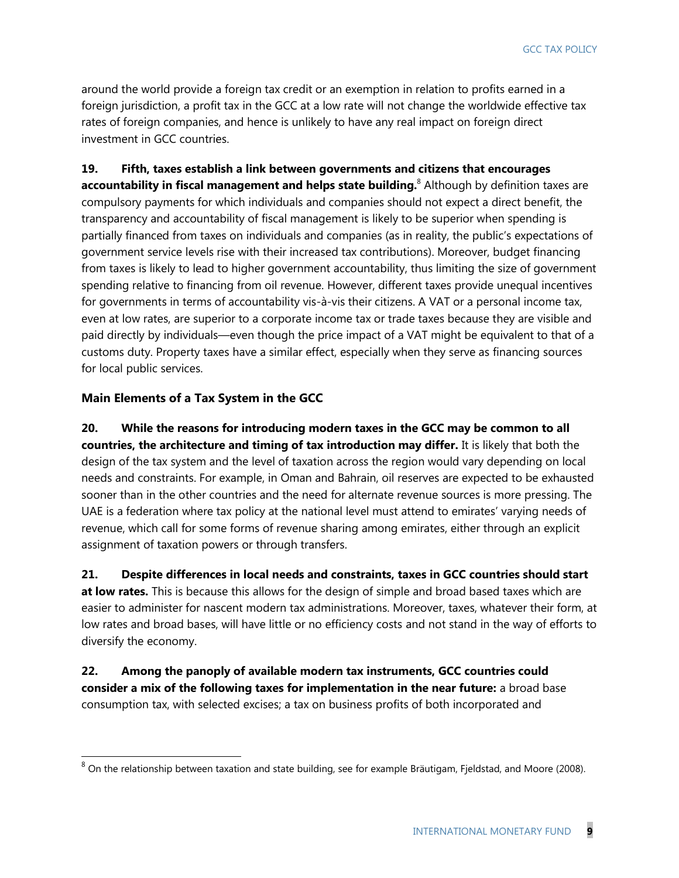around the world provide a foreign tax credit or an exemption in relation to profits earned in a foreign jurisdiction, a profit tax in the GCC at a low rate will not change the worldwide effective tax rates of foreign companies, and hence is unlikely to have any real impact on foreign direct investment in GCC countries.

**19. Fifth, taxes establish a link between governments and citizens that encourages accountability in fiscal management and helps state building.**[8] Although by definition taxes are compulsory payments for which individuals and companies should not expect a direct benefit, the transparency and accountability of fiscal management is likely to be superior when spending is partially financed from taxes on individuals and companies (as in reality, the public's expectations of government service levels rise with their increased tax contributions). Moreover, budget financing from taxes is likely to lead to higher government accountability, thus limiting the size of government spending relative to financing from oil revenue. However, different taxes provide unequal incentives for governments in terms of accountability vis-à-vis their citizens. A VAT or a personal income tax, even at low rates, are superior to a corporate income tax or trade taxes because they are visible and paid directly by individuals—even though the price impact of a VAT might be equivalent to that of a customs duty. Property taxes have a similar effect, especially when they serve as financing sources for local public services.

### Main Elements of a Tax System in the GCC

**20. While the reasons for introducing modern taxes in the GCC may be common to all countries, the architecture and timing of tax introduction may differ.** It is likely that both the design of the tax system and the level of taxation across the region would vary depending on local needs and constraints. For example, in Oman and Bahrain, oil reserves are expected to be exhausted sooner than in the other countries and the need for alternate revenue sources is more pressing. The UAE is a federation where tax policy at the national level must attend to emirates' varying needs of revenue, which call for some forms of revenue sharing among emirates, either through an explicit assignment of taxation powers or through transfers.

**21. Despite differences in local needs and constraints, taxes in GCC countries should start at low rates.** This is because this allows for the design of simple and broad based taxes which are easier to administer for nascent modern tax administrations. Moreover, taxes, whatever their form, at low rates and broad bases, will have little or no efficiency costs and not stand in the way of efforts to diversify the economy.

**22. Among the panoply of available modern tax instruments, GCC countries could consider a mix of the following taxes for implementation in the near future:** a broad base consumption tax, with selected excises; a tax on business profits of both incorporated and

---

[8] On the relationship between taxation and state building, see for example Bräutigam, Fjeldstad, and Moore (2008).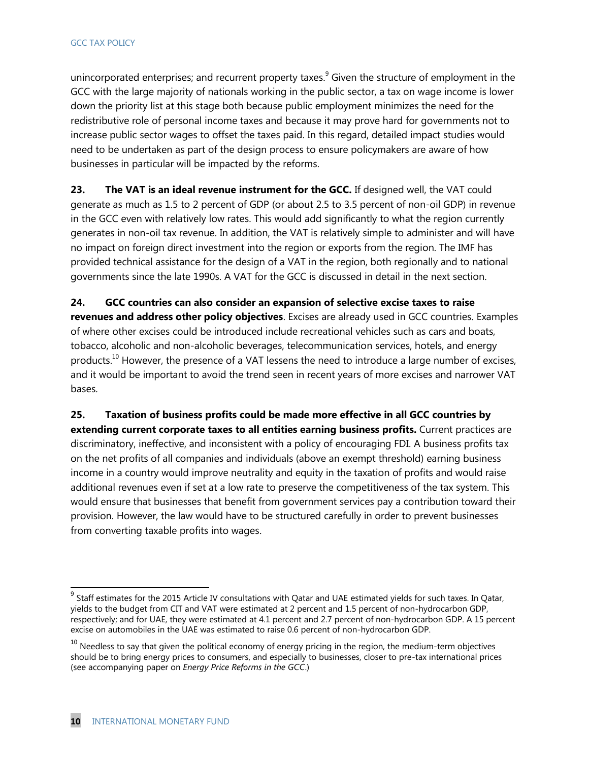unincorporated enterprises; and recurrent property taxes.[9] Given the structure of employment in the GCC with the large majority of nationals working in the public sector, a tax on wage income is lower down the priority list at this stage both because public employment minimizes the need for the redistributive role of personal income taxes and because it may prove hard for governments not to increase public sector wages to offset the taxes paid. In this regard, detailed impact studies would need to be undertaken as part of the design process to ensure policymakers are aware of how businesses in particular will be impacted by the reforms.

**23. The VAT is an ideal revenue instrument for the GCC.** If designed well, the VAT could generate as much as 1.5 to 2 percent of GDP (or about 2.5 to 3.5 percent of non-oil GDP) in revenue in the GCC even with relatively low rates. This would add significantly to what the region currently generates in non-oil tax revenue. In addition, the VAT is relatively simple to administer and will have no impact on foreign direct investment into the region or exports from the region. The IMF has provided technical assistance for the design of a VAT in the region, both regionally and to national governments since the late 1990s. A VAT for the GCC is discussed in detail in the next section.

**24. GCC countries can also consider an expansion of selective excise taxes to raise revenues and address other policy objectives**. Excises are already used in GCC countries. Examples of where other excises could be introduced include recreational vehicles such as cars and boats, tobacco, alcoholic and non-alcoholic beverages, telecommunication services, hotels, and energy products.[10] However, the presence of a VAT lessens the need to introduce a large number of excises, and it would be important to avoid the trend seen in recent years of more excises and narrower VAT bases.

**25. Taxation of business profits could be made more effective in all GCC countries by extending current corporate taxes to all entities earning business profits.** Current practices are discriminatory, ineffective, and inconsistent with a policy of encouraging FDI. A business profits tax on the net profits of all companies and individuals (above an exempt threshold) earning business income in a country would improve neutrality and equity in the taxation of profits and would raise additional revenues even if set at a low rate to preserve the competitiveness of the tax system. This would ensure that businesses that benefit from government services pay a contribution toward their provision. However, the law would have to be structured carefully in order to prevent businesses from converting taxable profits into wages.

---

[9] Staff estimates for the 2015 Article IV consultations with Qatar and UAE estimated yields for such taxes. In Qatar, yields to the budget from CIT and VAT were estimated at 2 percent and 1.5 percent of non-hydrocarbon GDP, respectively; and for UAE, they were estimated at 4.1 percent and 2.7 percent of non-hydrocarbon GDP. A 15 percent excise on automobiles in the UAE was estimated to raise 0.6 percent of non-hydrocarbon GDP.

[10] Needless to say that given the political economy of energy pricing in the region, the medium-term objectives should be to bring energy prices to consumers, and especially to businesses, closer to pre-tax international prices (see accompanying paper on *Energy Price Reforms in the GCC*.)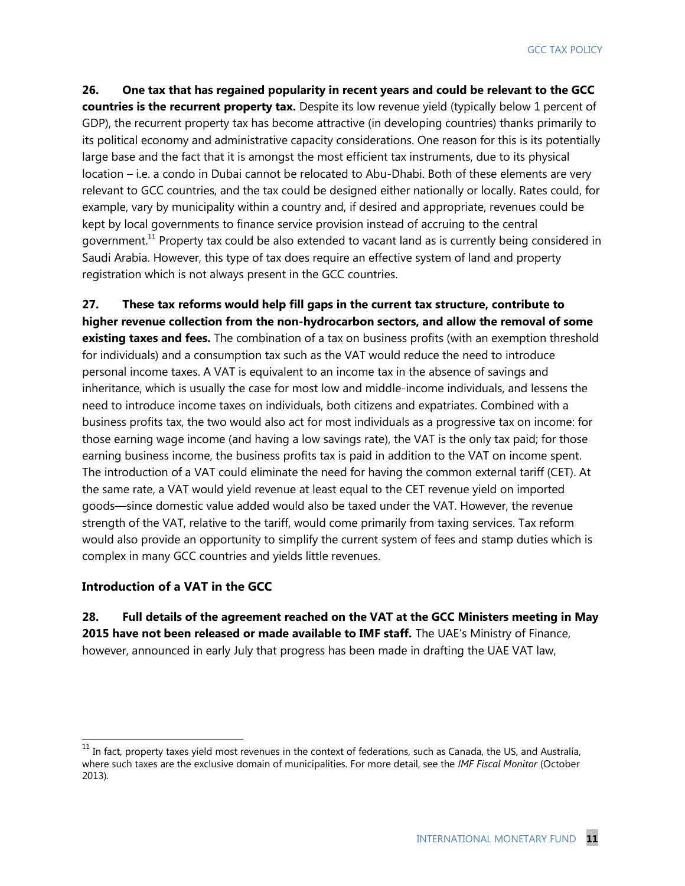**26. One tax that has regained popularity in recent years and could be relevant to the GCC countries is the recurrent property tax.** Despite its low revenue yield (typically below 1 percent of GDP), the recurrent property tax has become attractive (in developing countries) thanks primarily to its political economy and administrative capacity considerations. One reason for this is its potentially large base and the fact that it is amongst the most efficient tax instruments, due to its physical location – i.e. a condo in Dubai cannot be relocated to Abu-Dhabi. Both of these elements are very relevant to GCC countries, and the tax could be designed either nationally or locally. Rates could, for example, vary by municipality within a country and, if desired and appropriate, revenues could be kept by local governments to finance service provision instead of accruing to the central government.[11] Property tax could be also extended to vacant land as is currently being considered in Saudi Arabia. However, this type of tax does require an effective system of land and property registration which is not always present in the GCC countries.

**27. These tax reforms would help fill gaps in the current tax structure, contribute to higher revenue collection from the non-hydrocarbon sectors, and allow the removal of some existing taxes and fees.** The combination of a tax on business profits (with an exemption threshold for individuals) and a consumption tax such as the VAT would reduce the need to introduce personal income taxes. A VAT is equivalent to an income tax in the absence of savings and inheritance, which is usually the case for most low and middle-income individuals, and lessens the need to introduce income taxes on individuals, both citizens and expatriates. Combined with a business profits tax, the two would also act for most individuals as a progressive tax on income: for those earning wage income (and having a low savings rate), the VAT is the only tax paid; for those earning business income, the business profits tax is paid in addition to the VAT on income spent. The introduction of a VAT could eliminate the need for having the common external tariff (CET). At the same rate, a VAT would yield revenue at least equal to the CET revenue yield on imported goods—since domestic value added would also be taxed under the VAT. However, the revenue strength of the VAT, relative to the tariff, would come primarily from taxing services. Tax reform would also provide an opportunity to simplify the current system of fees and stamp duties which is complex in many GCC countries and yields little revenues.

### Introduction of a VAT in the GCC

**28. Full details of the agreement reached on the VAT at the GCC Ministers meeting in May 2015 have not been released or made available to IMF staff.** The UAE's Ministry of Finance, however, announced in early July that progress has been made in drafting the UAE VAT law,

[11] In fact, property taxes yield most revenues in the context of federations, such as Canada, the US, and Australia, where such taxes are the exclusive domain of municipalities. For more detail, see the *IMF Fiscal Monitor* (October 2013).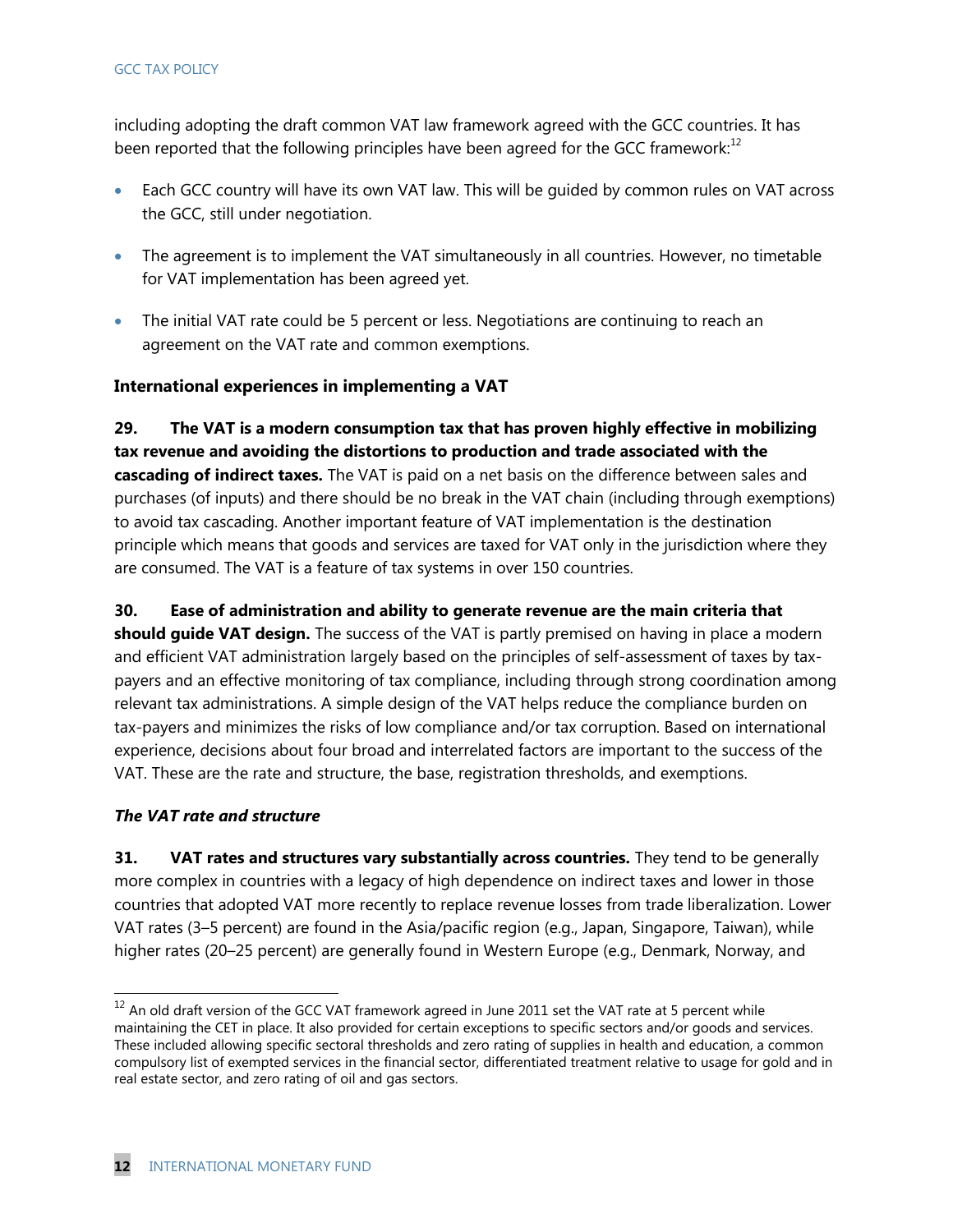including adopting the draft common VAT law framework agreed with the GCC countries. It has been reported that the following principles have been agreed for the GCC framework:[12]

- Each GCC country will have its own VAT law. This will be guided by common rules on VAT across the GCC, still under negotiation.
- The agreement is to implement the VAT simultaneously in all countries. However, no timetable for VAT implementation has been agreed yet.
- The initial VAT rate could be 5 percent or less. Negotiations are continuing to reach an agreement on the VAT rate and common exemptions.

### International experiences in implementing a VAT

**29. The VAT is a modern consumption tax that has proven highly effective in mobilizing tax revenue and avoiding the distortions to production and trade associated with the cascading of indirect taxes.** The VAT is paid on a net basis on the difference between sales and purchases (of inputs) and there should be no break in the VAT chain (including through exemptions) to avoid tax cascading. Another important feature of VAT implementation is the destination principle which means that goods and services are taxed for VAT only in the jurisdiction where they are consumed. The VAT is a feature of tax systems in over 150 countries.

**30. Ease of administration and ability to generate revenue are the main criteria that should guide VAT design.** The success of the VAT is partly premised on having in place a modern and efficient VAT administration largely based on the principles of self-assessment of taxes by tax-payers and an effective monitoring of tax compliance, including through strong coordination among relevant tax administrations. A simple design of the VAT helps reduce the compliance burden on tax-payers and minimizes the risks of low compliance and/or tax corruption. Based on international experience, decisions about four broad and interrelated factors are important to the success of the VAT. These are the rate and structure, the base, registration thresholds, and exemptions.

#### *The VAT rate and structure*

**31. VAT rates and structures vary substantially across countries.** They tend to be generally more complex in countries with a legacy of high dependence on indirect taxes and lower in those countries that adopted VAT more recently to replace revenue losses from trade liberalization. Lower VAT rates (3–5 percent) are found in the Asia/pacific region (e.g., Japan, Singapore, Taiwan), while higher rates (20–25 percent) are generally found in Western Europe (e.g., Denmark, Norway, and

---

[12] An old draft version of the GCC VAT framework agreed in June 2011 set the VAT rate at 5 percent while maintaining the CET in place. It also provided for certain exceptions to specific sectors and/or goods and services. These included allowing specific sectoral thresholds and zero rating of supplies in health and education, a common compulsory list of exempted services in the financial sector, differentiated treatment relative to usage for gold and in real estate sector, and zero rating of oil and gas sectors.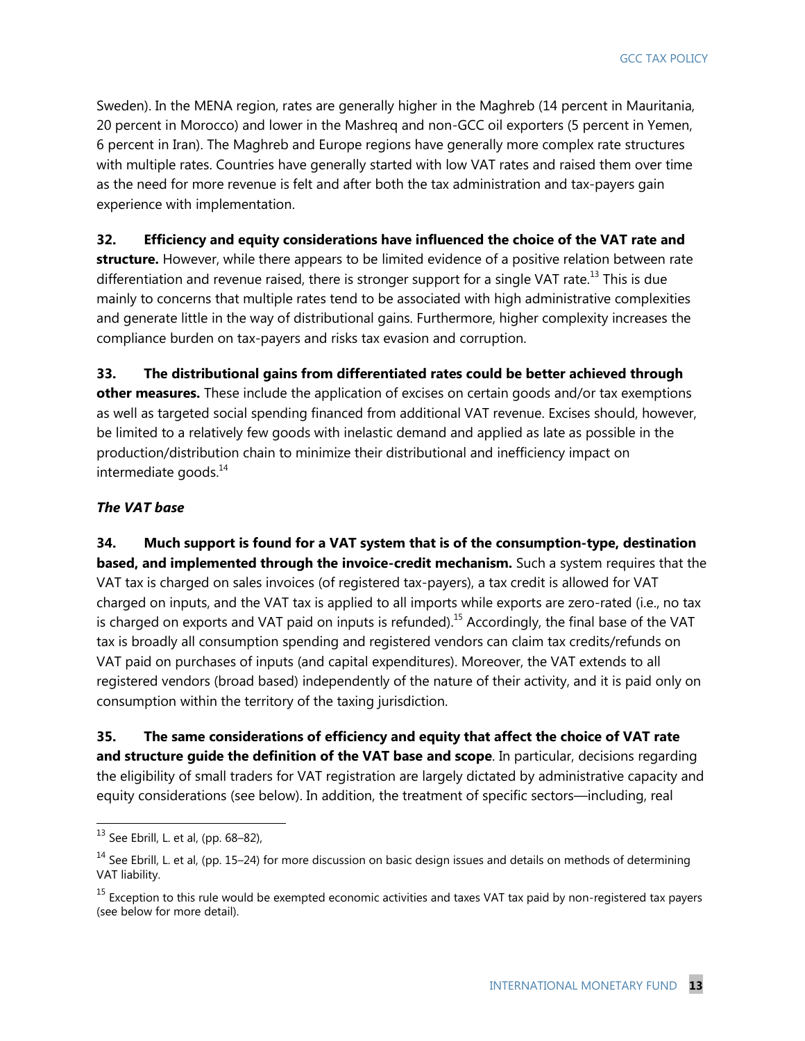Sweden). In the MENA region, rates are generally higher in the Maghreb (14 percent in Mauritania, 20 percent in Morocco) and lower in the Mashreq and non-GCC oil exporters (5 percent in Yemen, 6 percent in Iran). The Maghreb and Europe regions have generally more complex rate structures with multiple rates. Countries have generally started with low VAT rates and raised them over time as the need for more revenue is felt and after both the tax administration and tax-payers gain experience with implementation.

**32. Efficiency and equity considerations have influenced the choice of the VAT rate and structure.** However, while there appears to be limited evidence of a positive relation between rate differentiation and revenue raised, there is stronger support for a single VAT rate.[13] This is due mainly to concerns that multiple rates tend to be associated with high administrative complexities and generate little in the way of distributional gains. Furthermore, higher complexity increases the compliance burden on tax-payers and risks tax evasion and corruption.

**33. The distributional gains from differentiated rates could be better achieved through other measures.** These include the application of excises on certain goods and/or tax exemptions as well as targeted social spending financed from additional VAT revenue. Excises should, however, be limited to a relatively few goods with inelastic demand and applied as late as possible in the production/distribution chain to minimize their distributional and inefficiency impact on intermediate goods.[14]

***The VAT base***

**34. Much support is found for a VAT system that is of the consumption-type, destination based, and implemented through the invoice-credit mechanism.** Such a system requires that the VAT tax is charged on sales invoices (of registered tax-payers), a tax credit is allowed for VAT charged on inputs, and the VAT tax is applied to all imports while exports are zero-rated (i.e., no tax is charged on exports and VAT paid on inputs is refunded).[15] Accordingly, the final base of the VAT tax is broadly all consumption spending and registered vendors can claim tax credits/refunds on VAT paid on purchases of inputs (and capital expenditures). Moreover, the VAT extends to all registered vendors (broad based) independently of the nature of their activity, and it is paid only on consumption within the territory of the taxing jurisdiction.

**35. The same considerations of efficiency and equity that affect the choice of VAT rate and structure guide the definition of the VAT base and scope**. In particular, decisions regarding the eligibility of small traders for VAT registration are largely dictated by administrative capacity and equity considerations (see below). In addition, the treatment of specific sectors—including, real

---

[13] See Ebrill, L. et al, (pp. 68–82),

[14] See Ebrill, L. et al, (pp. 15–24) for more discussion on basic design issues and details on methods of determining VAT liability.

[15] Exception to this rule would be exempted economic activities and taxes VAT tax paid by non-registered tax payers (see below for more detail).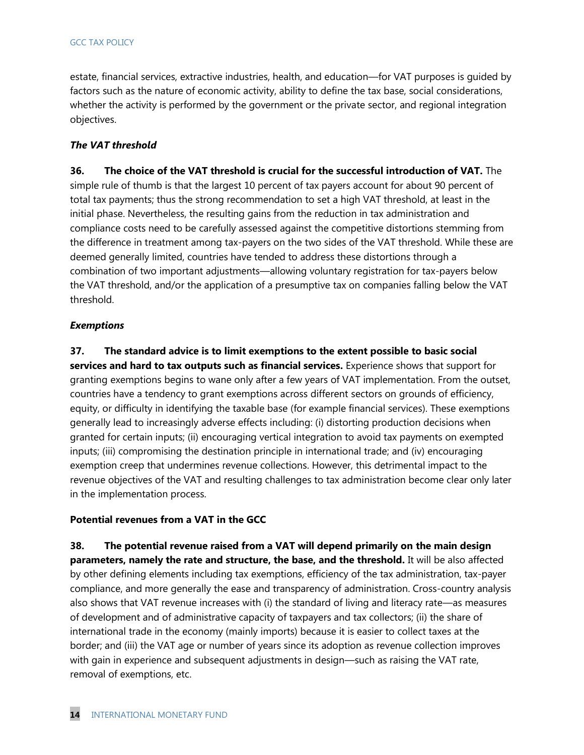estate, financial services, extractive industries, health, and education—for VAT purposes is guided by factors such as the nature of economic activity, ability to define the tax base, social considerations, whether the activity is performed by the government or the private sector, and regional integration objectives.

***The VAT threshold***

**36. The choice of the VAT threshold is crucial for the successful introduction of VAT.** The simple rule of thumb is that the largest 10 percent of tax payers account for about 90 percent of total tax payments; thus the strong recommendation to set a high VAT threshold, at least in the initial phase. Nevertheless, the resulting gains from the reduction in tax administration and compliance costs need to be carefully assessed against the competitive distortions stemming from the difference in treatment among tax-payers on the two sides of the VAT threshold. While these are deemed generally limited, countries have tended to address these distortions through a combination of two important adjustments—allowing voluntary registration for tax-payers below the VAT threshold, and/or the application of a presumptive tax on companies falling below the VAT threshold.

***Exemptions***

**37. The standard advice is to limit exemptions to the extent possible to basic social services and hard to tax outputs such as financial services.** Experience shows that support for granting exemptions begins to wane only after a few years of VAT implementation. From the outset, countries have a tendency to grant exemptions across different sectors on grounds of efficiency, equity, or difficulty in identifying the taxable base (for example financial services). These exemptions generally lead to increasingly adverse effects including: (i) distorting production decisions when granted for certain inputs; (ii) encouraging vertical integration to avoid tax payments on exempted inputs; (iii) compromising the destination principle in international trade; and (iv) encouraging exemption creep that undermines revenue collections. However, this detrimental impact to the revenue objectives of the VAT and resulting challenges to tax administration become clear only later in the implementation process.

**Potential revenues from a VAT in the GCC**

**38. The potential revenue raised from a VAT will depend primarily on the main design parameters, namely the rate and structure, the base, and the threshold.** It will be also affected by other defining elements including tax exemptions, efficiency of the tax administration, tax-payer compliance, and more generally the ease and transparency of administration. Cross-country analysis also shows that VAT revenue increases with (i) the standard of living and literacy rate—as measures of development and of administrative capacity of taxpayers and tax collectors; (ii) the share of international trade in the economy (mainly imports) because it is easier to collect taxes at the border; and (iii) the VAT age or number of years since its adoption as revenue collection improves with gain in experience and subsequent adjustments in design—such as raising the VAT rate, removal of exemptions, etc.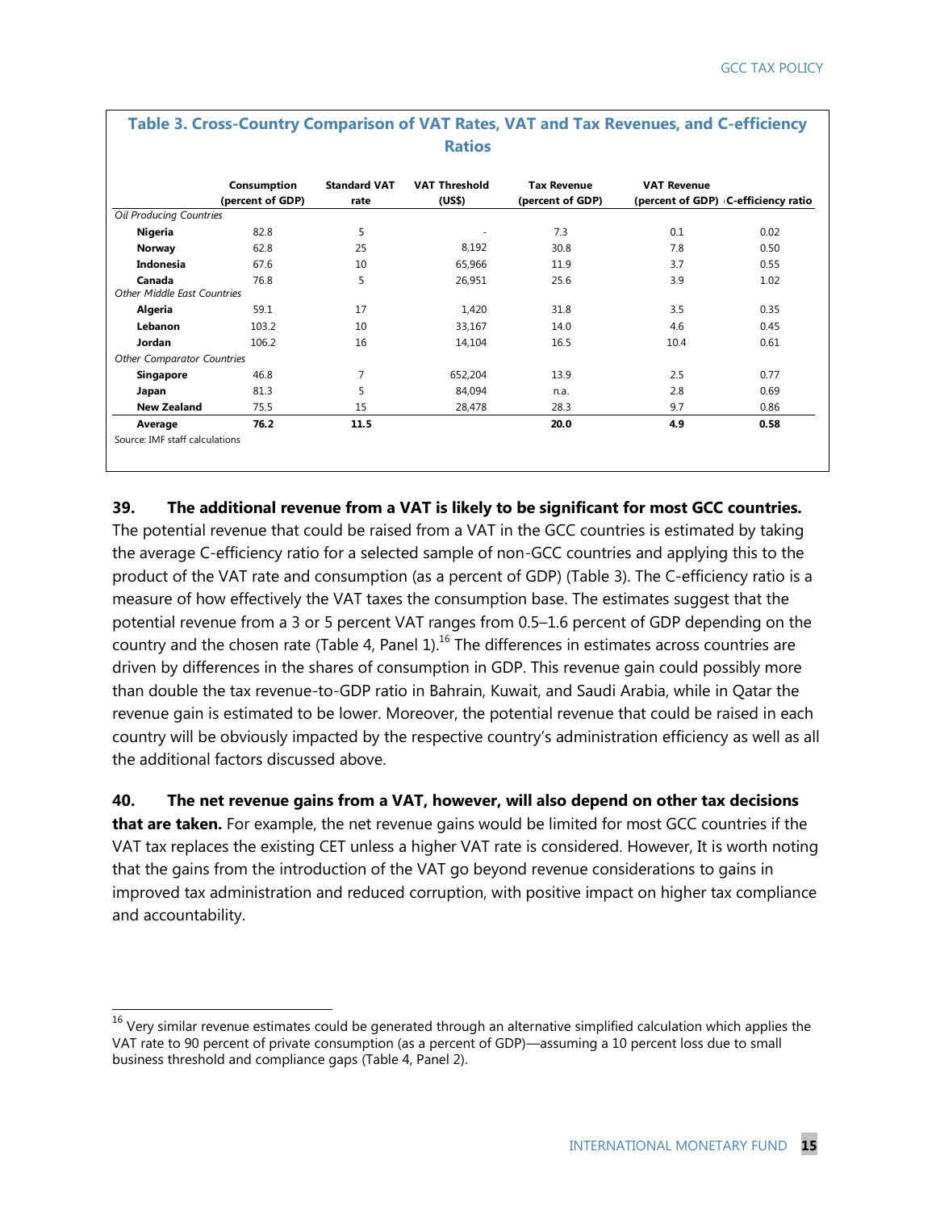**Table 3. Cross-Country Comparison of VAT Rates, VAT and Tax Revenues, and C-efficiency Ratios**

| | Consumption (percent of GDP) | Standard VAT rate | VAT Threshold (US$) | Tax Revenue (percent of GDP) | VAT Revenue (percent of GDP) | C-efficiency ratio |
|---|---|---|---|---|---|---|
| *Oil Producing Countries* | | | | | | |
| **Nigeria** | 82.8 | 5 | - | 7.3 | 0.1 | 0.02 |
| **Norway** | 62.8 | 25 | 8,192 | 30.8 | 7.8 | 0.50 |
| **Indonesia** | 67.6 | 10 | 65,966 | 11.9 | 3.7 | 0.55 |
| **Canada** | 76.8 | 5 | 26,951 | 25.6 | 3.9 | 1.02 |
| *Other Middle East Countries* | | | | | | |
| **Algeria** | 59.1 | 17 | 1,420 | 31.8 | 3.5 | 0.35 |
| **Lebanon** | 103.2 | 10 | 33,167 | 14.0 | 4.6 | 0.45 |
| **Jordan** | 106.2 | 16 | 14,104 | 16.5 | 10.4 | 0.61 |
| *Other Comparator Countries* | | | | | | |
| **Singapore** | 46.8 | 7 | 652,204 | 13.9 | 2.5 | 0.77 |
| **Japan** | 81.3 | 5 | 84,094 | n.a. | 2.8 | 0.69 |
| **New Zealand** | 75.5 | 15 | 28,478 | 28.3 | 9.7 | 0.86 |
| **Average** | **76.2** | **11.5** | | **20.0** | **4.9** | **0.58** |

Source: IMF staff calculations

**39. The additional revenue from a VAT is likely to be significant for most GCC countries.** The potential revenue that could be raised from a VAT in the GCC countries is estimated by taking the average C-efficiency ratio for a selected sample of non-GCC countries and applying this to the product of the VAT rate and consumption (as a percent of GDP) (Table 3). The C-efficiency ratio is a measure of how effectively the VAT taxes the consumption base. The estimates suggest that the potential revenue from a 3 or 5 percent VAT ranges from 0.5–1.6 percent of GDP depending on the country and the chosen rate (Table 4, Panel 1).[16] The differences in estimates across countries are driven by differences in the shares of consumption in GDP. This revenue gain could possibly more than double the tax revenue-to-GDP ratio in Bahrain, Kuwait, and Saudi Arabia, while in Qatar the revenue gain is estimated to be lower. Moreover, the potential revenue that could be raised in each country will be obviously impacted by the respective country's administration efficiency as well as all the additional factors discussed above.

**40. The net revenue gains from a VAT, however, will also depend on other tax decisions that are taken.** For example, the net revenue gains would be limited for most GCC countries if the VAT tax replaces the existing CET unless a higher VAT rate is considered. However, It is worth noting that the gains from the introduction of the VAT go beyond revenue considerations to gains in improved tax administration and reduced corruption, with positive impact on higher tax compliance and accountability.

---

[16] Very similar revenue estimates could be generated through an alternative simplified calculation which applies the VAT rate to 90 percent of private consumption (as a percent of GDP)—assuming a 10 percent loss due to small business threshold and compliance gaps (Table 4, Panel 2).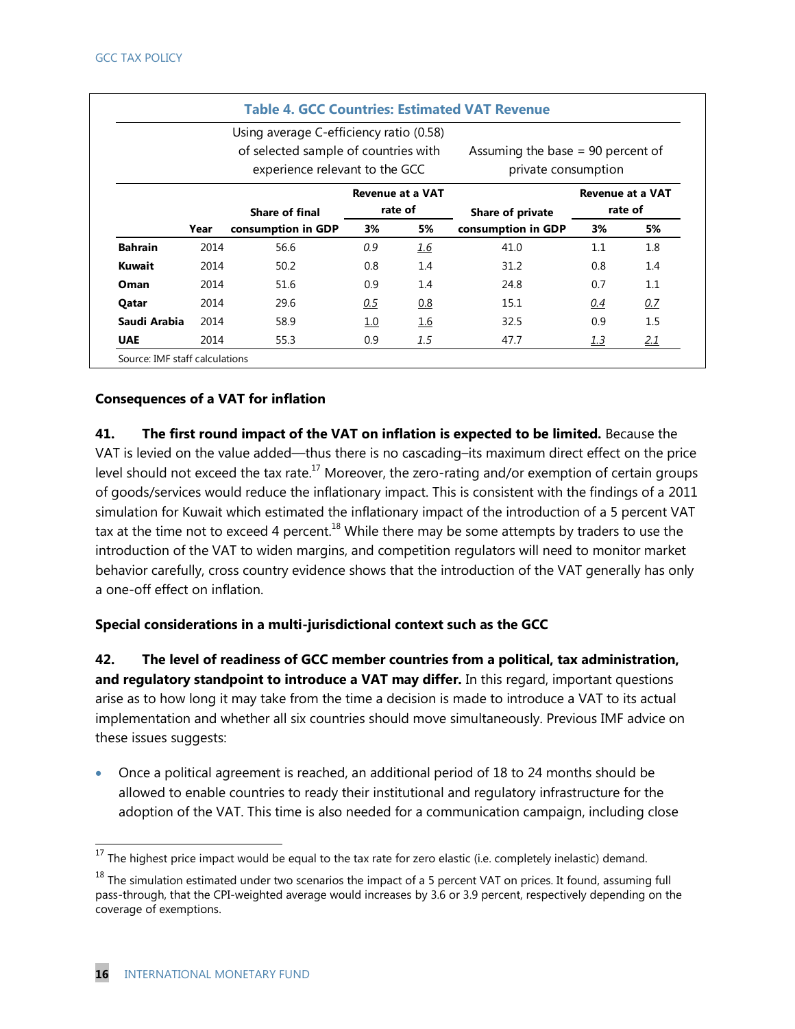**Table 4. GCC Countries: Estimated VAT Revenue**

| | | Using average C-efficiency ratio (0.58) of selected sample of countries with experience relevant to the GCC | | | Assuming the base = 90 percent of private consumption | | |
|---|---|---|---|---|---|---|---|
| | | | Revenue at a VAT rate of | | | Revenue at a VAT rate of | |
| | Year | Share of final consumption in GDP | 3% | 5% | Share of private consumption in GDP | 3% | 5% |
| **Bahrain** | 2014 | 56.6 | *0.9* | 1.6 | 41.0 | 1.1 | 1.8 |
| **Kuwait** | 2014 | 50.2 | 0.8 | 1.4 | 31.2 | 0.8 | 1.4 |
| **Oman** | 2014 | 51.6 | 0.9 | 1.4 | 24.8 | 0.7 | 1.1 |
| **Qatar** | 2014 | 29.6 | 0.5 | 0.8 | 15.1 | *0.4* | *0.7* |
| **Saudi Arabia** | 2014 | 58.9 | 1.0 | 1.6 | 32.5 | 0.9 | 1.5 |
| **UAE** | 2014 | 55.3 | 0.9 | *1.5* | 47.7 | *1.3* | *2.1* |

Source: IMF staff calculations

**Consequences of a VAT for inflation**

**41. The first round impact of the VAT on inflation is expected to be limited.** Because the VAT is levied on the value added—thus there is no cascading–its maximum direct effect on the price level should not exceed the tax rate.[17] Moreover, the zero-rating and/or exemption of certain groups of goods/services would reduce the inflationary impact. This is consistent with the findings of a 2011 simulation for Kuwait which estimated the inflationary impact of the introduction of a 5 percent VAT tax at the time not to exceed 4 percent.[18] While there may be some attempts by traders to use the introduction of the VAT to widen margins, and competition regulators will need to monitor market behavior carefully, cross country evidence shows that the introduction of the VAT generally has only a one-off effect on inflation.

**Special considerations in a multi-jurisdictional context such as the GCC**

**42. The level of readiness of GCC member countries from a political, tax administration, and regulatory standpoint to introduce a VAT may differ.** In this regard, important questions arise as to how long it may take from the time a decision is made to introduce a VAT to its actual implementation and whether all six countries should move simultaneously. Previous IMF advice on these issues suggests:

- Once a political agreement is reached, an additional period of 18 to 24 months should be allowed to enable countries to ready their institutional and regulatory infrastructure for the adoption of the VAT. This time is also needed for a communication campaign, including close

---

[17] The highest price impact would be equal to the tax rate for zero elastic (i.e. completely inelastic) demand.

[18] The simulation estimated under two scenarios the impact of a 5 percent VAT on prices. It found, assuming full pass-through, that the CPI-weighted average would increases by 3.6 or 3.9 percent, respectively depending on the coverage of exemptions.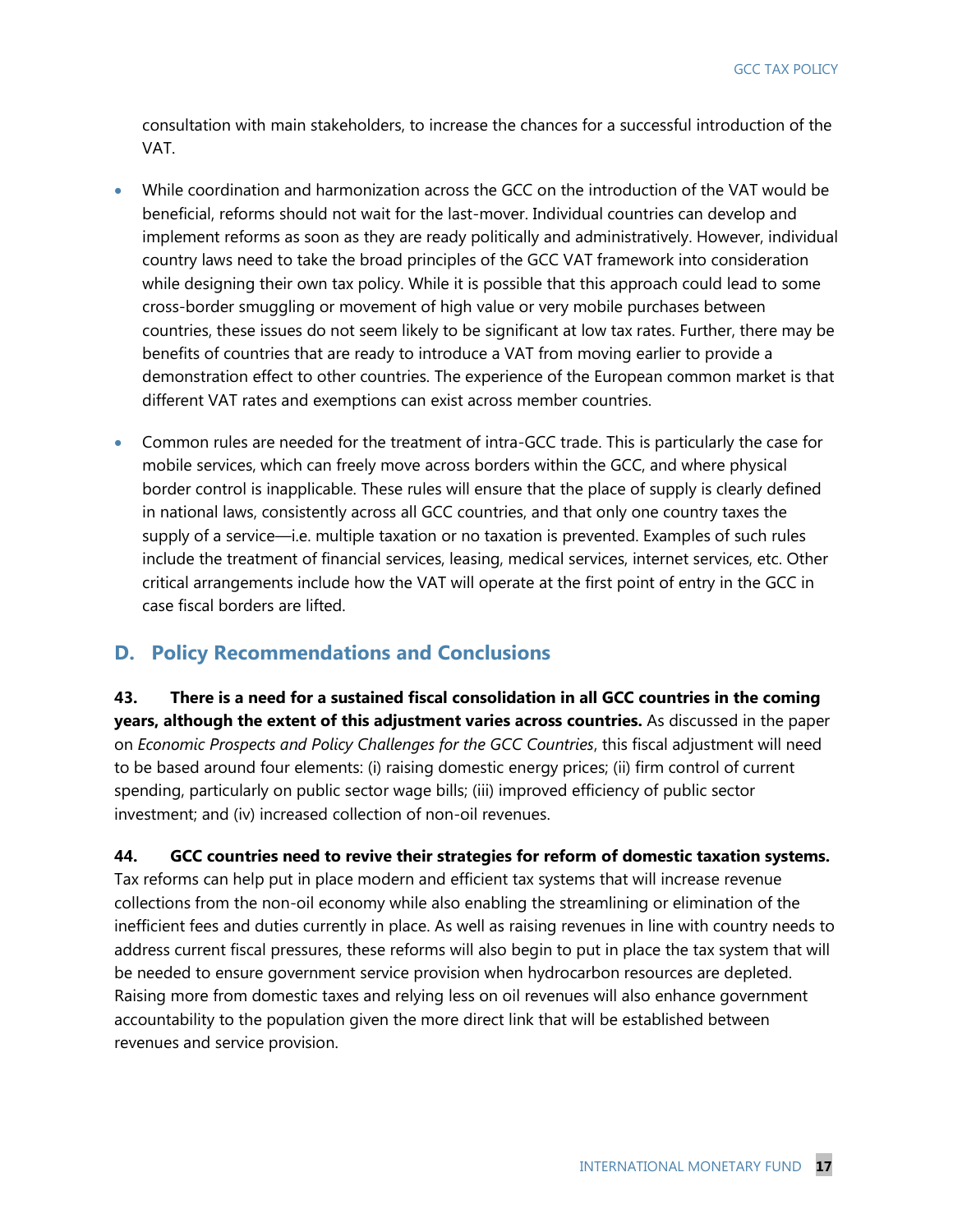consultation with main stakeholders, to increase the chances for a successful introduction of the VAT.

- While coordination and harmonization across the GCC on the introduction of the VAT would be beneficial, reforms should not wait for the last-mover. Individual countries can develop and implement reforms as soon as they are ready politically and administratively. However, individual country laws need to take the broad principles of the GCC VAT framework into consideration while designing their own tax policy. While it is possible that this approach could lead to some cross-border smuggling or movement of high value or very mobile purchases between countries, these issues do not seem likely to be significant at low tax rates. Further, there may be benefits of countries that are ready to introduce a VAT from moving earlier to provide a demonstration effect to other countries. The experience of the European common market is that different VAT rates and exemptions can exist across member countries.

- Common rules are needed for the treatment of intra-GCC trade. This is particularly the case for mobile services, which can freely move across borders within the GCC, and where physical border control is inapplicable. These rules will ensure that the place of supply is clearly defined in national laws, consistently across all GCC countries, and that only one country taxes the supply of a service—i.e. multiple taxation or no taxation is prevented. Examples of such rules include the treatment of financial services, leasing, medical services, internet services, etc. Other critical arrangements include how the VAT will operate at the first point of entry in the GCC in case fiscal borders are lifted.

## D. Policy Recommendations and Conclusions

**43. There is a need for a sustained fiscal consolidation in all GCC countries in the coming years, although the extent of this adjustment varies across countries.** As discussed in the paper on *Economic Prospects and Policy Challenges for the GCC Countries*, this fiscal adjustment will need to be based around four elements: (i) raising domestic energy prices; (ii) firm control of current spending, particularly on public sector wage bills; (iii) improved efficiency of public sector investment; and (iv) increased collection of non-oil revenues.

**44. GCC countries need to revive their strategies for reform of domestic taxation systems.** Tax reforms can help put in place modern and efficient tax systems that will increase revenue collections from the non-oil economy while also enabling the streamlining or elimination of the inefficient fees and duties currently in place. As well as raising revenues in line with country needs to address current fiscal pressures, these reforms will also begin to put in place the tax system that will be needed to ensure government service provision when hydrocarbon resources are depleted. Raising more from domestic taxes and relying less on oil revenues will also enhance government accountability to the population given the more direct link that will be established between revenues and service provision.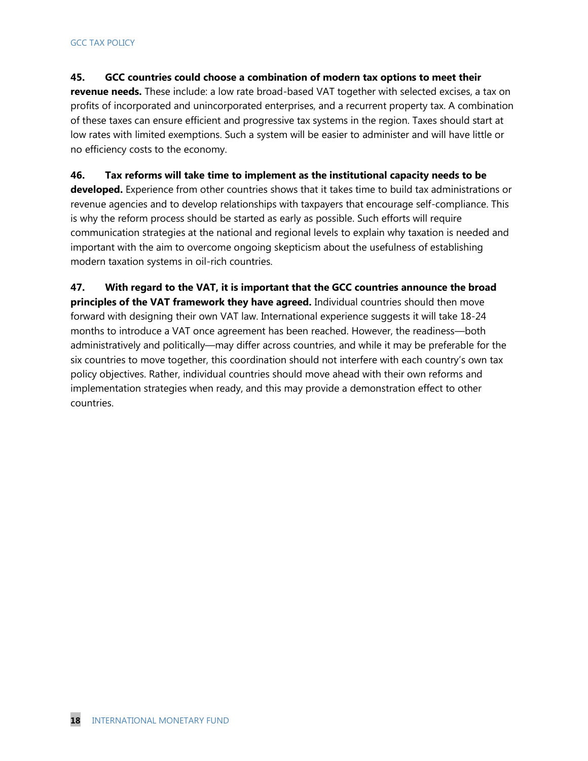**45. GCC countries could choose a combination of modern tax options to meet their revenue needs.** These include: a low rate broad-based VAT together with selected excises, a tax on profits of incorporated and unincorporated enterprises, and a recurrent property tax. A combination of these taxes can ensure efficient and progressive tax systems in the region. Taxes should start at low rates with limited exemptions. Such a system will be easier to administer and will have little or no efficiency costs to the economy.

**46. Tax reforms will take time to implement as the institutional capacity needs to be developed.** Experience from other countries shows that it takes time to build tax administrations or revenue agencies and to develop relationships with taxpayers that encourage self-compliance. This is why the reform process should be started as early as possible. Such efforts will require communication strategies at the national and regional levels to explain why taxation is needed and important with the aim to overcome ongoing skepticism about the usefulness of establishing modern taxation systems in oil-rich countries.

**47. With regard to the VAT, it is important that the GCC countries announce the broad principles of the VAT framework they have agreed.** Individual countries should then move forward with designing their own VAT law. International experience suggests it will take 18-24 months to introduce a VAT once agreement has been reached. However, the readiness—both administratively and politically—may differ across countries, and while it may be preferable for the six countries to move together, this coordination should not interfere with each country's own tax policy objectives. Rather, individual countries should move ahead with their own reforms and implementation strategies when ready, and this may provide a demonstration effect to other countries.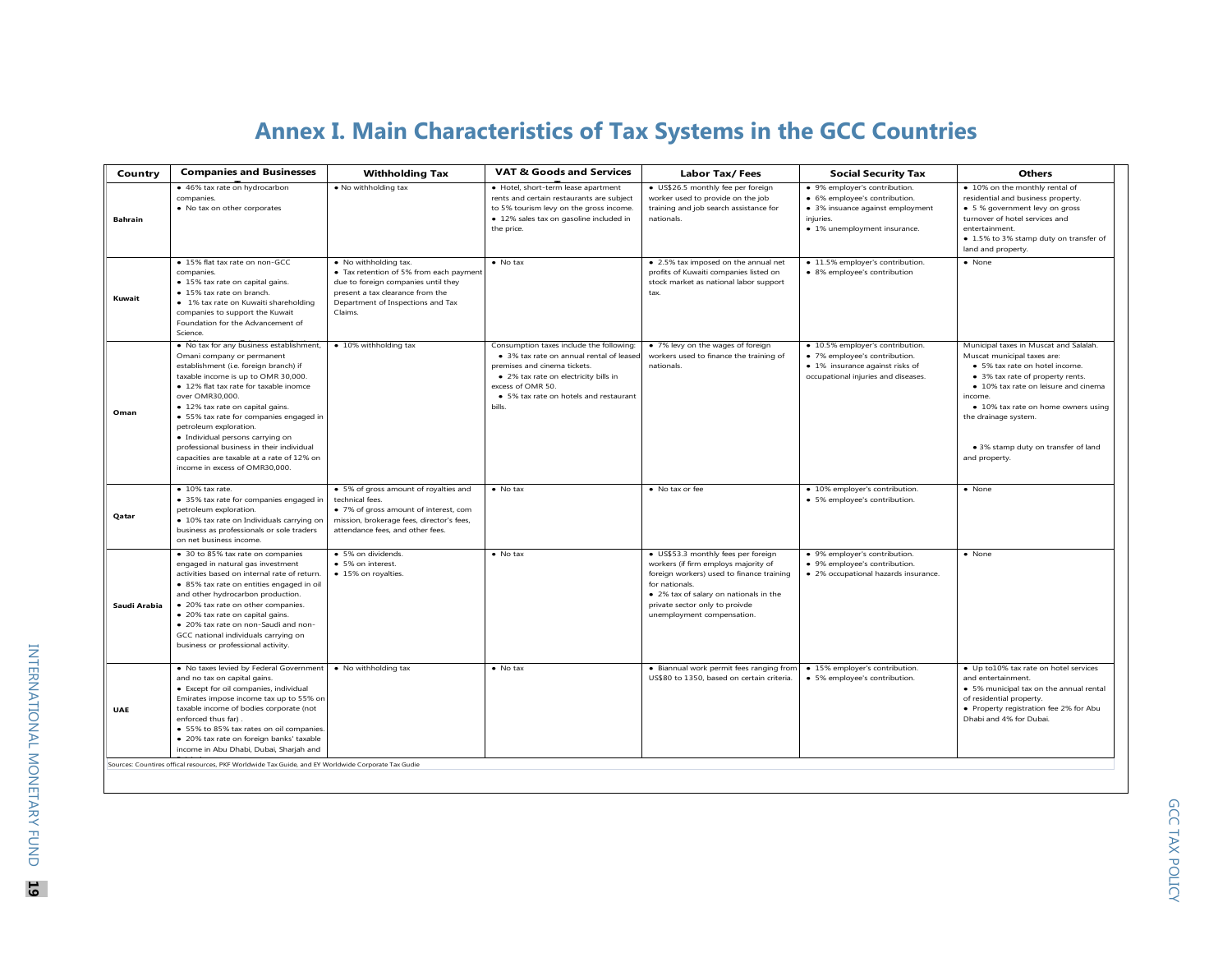# Annex I. Main Characteristics of Tax Systems in the GCC Countries

| Country | Companies and Businesses | Withholding Tax | VAT & Goods and Services | Labor Tax/ Fees | Social Security Tax | Others |
|---|---|---|---|---|---|---|
| **Bahrain** | • 46% tax rate on hydrocarbon companies.<br>• No tax on other corporates | • No withholding tax | • Hotel, short-term lease apartment rents and certain restaurants are subject to 5% tourism levy on the gross income.<br>• 12% sales tax on gasoline included in the price. | • US$26.5 monthly fee per foreign worker used to provide on the job training and job search assistance for nationals. | • 9% employer's contribution.<br>• 6% employee's contribution.<br>• 3% insuance against employment injuries.<br>• 1% unemployment insurance. | • 10% on the monthly rental of residential and business property.<br>• 5 % government levy on gross turnover of hotel services and entertainment.<br>• 1.5% to 3% stamp duty on transfer of land and property. |
| **Kuwait** | • 15% flat tax rate on non-GCC companies.<br>• 15% tax rate on capital gains.<br>• 15% tax rate on branch.<br>• 1% tax rate on Kuwaiti shareholding companies to support the Kuwait Foundation for the Advancement of Science. | • No withholding tax.<br>• Tax retention of 5% from each payment due to foreign companies until they present a tax clearance from the Department of Inspections and Tax Claims. | • No tax | • 2.5% tax imposed on the annual net profits of Kuwaiti companies listed on stock market as national labor support tax. | • 11.5% employer's contribution.<br>• 8% employee's contribution | • None |
| **Oman** | • No tax for any business establishment, Omani company or permanent establishment (i.e. foreign branch) if taxable income is up to OMR 30,000.<br>• 12% flat tax rate for taxable inomce over OMR30,000.<br>• 12% tax rate on capital gains.<br>• 55% tax rate for companies engaged in petroleum exploration.<br>• Individual persons carrying on professional business in their individual capacities are taxable at a rate of 12% on income in excess of OMR30,000. | • 10% withholding tax | Consumption taxes include the following:<br>• 3% tax rate on annual rental of leased premises and cinema tickets.<br>• 2% tax rate on electricity bills in excess of OMR 50.<br>• 5% tax rate on hotels and restaurant bills. | • 7% levy on the wages of foreign workers used to finance the training of nationals. | • 10.5% employer's contribution.<br>• 7% employee's contribution.<br>• 1% insurance against risks of occupational injuries and diseases. | Municipal taxes in Muscat and Salalah. Muscat municipal taxes are:<br>• 5% tax rate on hotel income.<br>• 3% tax rate of property rents.<br>• 10% tax rate on leisure and cinema income.<br>• 10% tax rate on home owners using the drainage system.<br>• 3% stamp duty on transfer of land and property. |
| **Qatar** | • 10% tax rate.<br>• 35% tax rate for companies engaged in petroleum exploration.<br>• 10% tax rate on Individuals carrying on business as professionals or sole traders on net business income. | • 5% of gross amount of royalties and technical fees.<br>• 7% of gross amount of interest, com mission, brokerage fees, director's fees, attendance fees, and other fees. | • No tax | • No tax or fee | • 10% employer's contribution.<br>• 5% employee's contribution. | • None |
| **Saudi Arabia** | • 30 to 85% tax rate on companies engaged in natural gas investment activities based on internal rate of return.<br>• 85% tax rate on entities engaged in oil and other hydrocarbon production.<br>• 20% tax rate on other companies.<br>• 20% tax rate on capital gains.<br>• 20% tax rate on non-Saudi and non-GCC national individuals carrying on business or professional activity. | • 5% on dividends.<br>• 5% on interest.<br>• 15% on royalties. | • No tax | • US$53.3 monthly fees per foreign workers (if firm employs majority of foreign workers) used to finance training for nationals.<br>• 2% tax of salary on nationals in the private sector only to proivde unemployment compensation. | • 9% employer's contribution.<br>• 9% employee's contribution.<br>• 2% occupational hazards insurance. | • None |
| **UAE** | • No taxes levied by Federal Government and no tax on capital gains.<br>• Except for oil companies, individual Emirates impose income tax up to 55% on taxable income of bodies corporate (not enforced thus far) .<br>• 55% to 85% tax rates on oil companies.<br>• 20% tax rate on foreign banks' taxable income in Abu Dhabi, Dubai, Sharjah and | • No withholding tax | • No tax | • Biannual work permit fees ranging from US$80 to 1350, based on certain criteria. | • 15% employer's contribution.<br>• 5% employee's contribution. | • Up to10% tax rate on hotel services and entertainment.<br>• 5% municipal tax on the annual rental of residential property.<br>• Property registration fee 2% for Abu Dhabi and 4% for Dubai. |

Sources: Countires offical resources, PKF Worldwide Tax Guide, and EY Worldwide Corporate Tax Gudie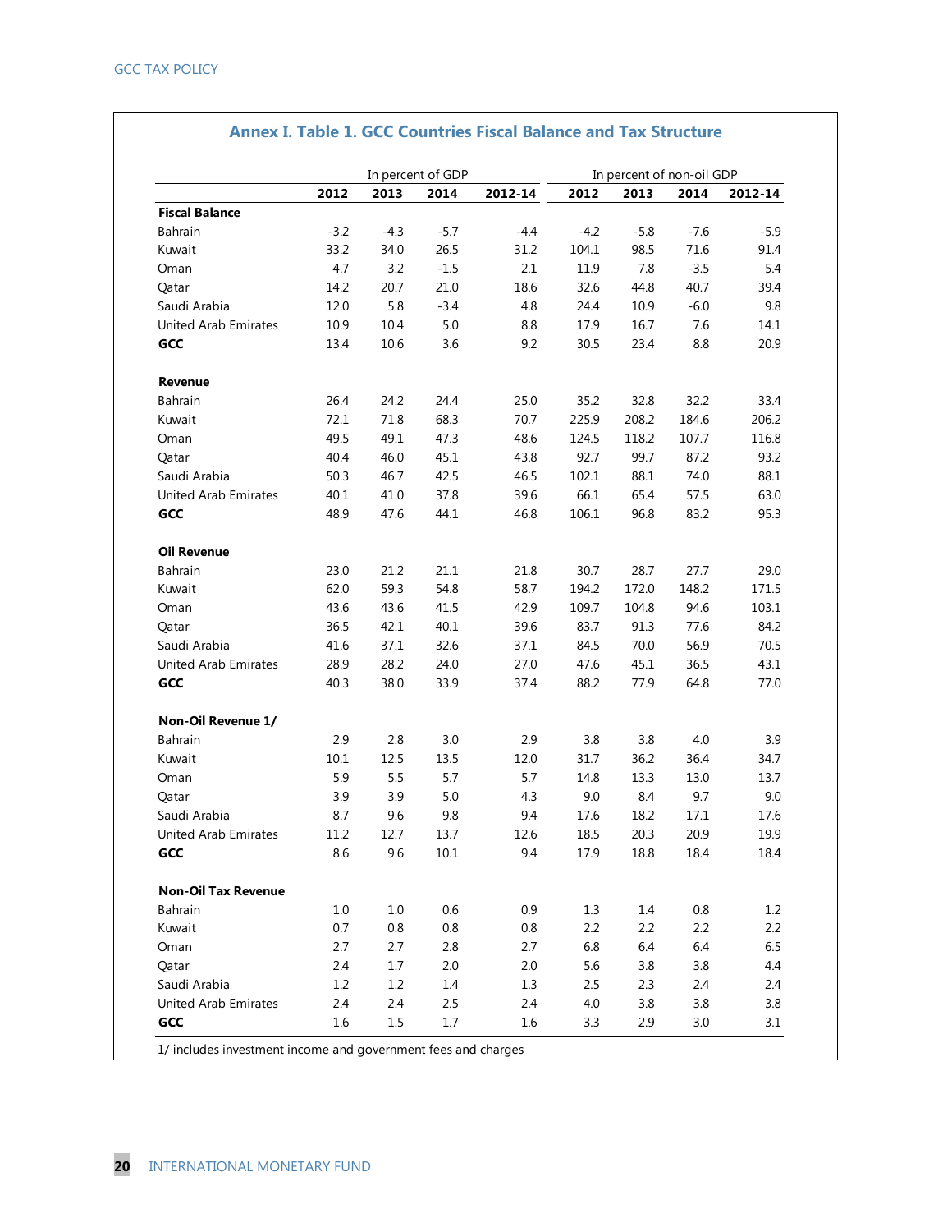## Annex I. Table 1. GCC Countries Fiscal Balance and Tax Structure

| | In percent of GDP | | | | In percent of non-oil GDP | | | |
|---|---|---|---|---|---|---|---|---|
| | **2012** | **2013** | **2014** | **2012-14** | **2012** | **2013** | **2014** | **2012-14** |
| **Fiscal Balance** | | | | | | | | |
| Bahrain | -3.2 | -4.3 | -5.7 | -4.4 | -4.2 | -5.8 | -7.6 | -5.9 |
| Kuwait | 33.2 | 34.0 | 26.5 | 31.2 | 104.1 | 98.5 | 71.6 | 91.4 |
| Oman | 4.7 | 3.2 | -1.5 | 2.1 | 11.9 | 7.8 | -3.5 | 5.4 |
| Qatar | 14.2 | 20.7 | 21.0 | 18.6 | 32.6 | 44.8 | 40.7 | 39.4 |
| Saudi Arabia | 12.0 | 5.8 | -3.4 | 4.8 | 24.4 | 10.9 | -6.0 | 9.8 |
| United Arab Emirates | 10.9 | 10.4 | 5.0 | 8.8 | 17.9 | 16.7 | 7.6 | 14.1 |
| **GCC** | 13.4 | 10.6 | 3.6 | 9.2 | 30.5 | 23.4 | 8.8 | 20.9 |
| **Revenue** | | | | | | | | |
| Bahrain | 26.4 | 24.2 | 24.4 | 25.0 | 35.2 | 32.8 | 32.2 | 33.4 |
| Kuwait | 72.1 | 71.8 | 68.3 | 70.7 | 225.9 | 208.2 | 184.6 | 206.2 |
| Oman | 49.5 | 49.1 | 47.3 | 48.6 | 124.5 | 118.2 | 107.7 | 116.8 |
| Qatar | 40.4 | 46.0 | 45.1 | 43.8 | 92.7 | 99.7 | 87.2 | 93.2 |
| Saudi Arabia | 50.3 | 46.7 | 42.5 | 46.5 | 102.1 | 88.1 | 74.0 | 88.1 |
| United Arab Emirates | 40.1 | 41.0 | 37.8 | 39.6 | 66.1 | 65.4 | 57.5 | 63.0 |
| **GCC** | 48.9 | 47.6 | 44.1 | 46.8 | 106.1 | 96.8 | 83.2 | 95.3 |
| **Oil Revenue** | | | | | | | | |
| Bahrain | 23.0 | 21.2 | 21.1 | 21.8 | 30.7 | 28.7 | 27.7 | 29.0 |
| Kuwait | 62.0 | 59.3 | 54.8 | 58.7 | 194.2 | 172.0 | 148.2 | 171.5 |
| Oman | 43.6 | 43.6 | 41.5 | 42.9 | 109.7 | 104.8 | 94.6 | 103.1 |
| Qatar | 36.5 | 42.1 | 40.1 | 39.6 | 83.7 | 91.3 | 77.6 | 84.2 |
| Saudi Arabia | 41.6 | 37.1 | 32.6 | 37.1 | 84.5 | 70.0 | 56.9 | 70.5 |
| United Arab Emirates | 28.9 | 28.2 | 24.0 | 27.0 | 47.6 | 45.1 | 36.5 | 43.1 |
| **GCC** | 40.3 | 38.0 | 33.9 | 37.4 | 88.2 | 77.9 | 64.8 | 77.0 |
| **Non-Oil Revenue 1/** | | | | | | | | |
| Bahrain | 2.9 | 2.8 | 3.0 | 2.9 | 3.8 | 3.8 | 4.0 | 3.9 |
| Kuwait | 10.1 | 12.5 | 13.5 | 12.0 | 31.7 | 36.2 | 36.4 | 34.7 |
| Oman | 5.9 | 5.5 | 5.7 | 5.7 | 14.8 | 13.3 | 13.0 | 13.7 |
| Qatar | 3.9 | 3.9 | 5.0 | 4.3 | 9.0 | 8.4 | 9.7 | 9.0 |
| Saudi Arabia | 8.7 | 9.6 | 9.8 | 9.4 | 17.6 | 18.2 | 17.1 | 17.6 |
| United Arab Emirates | 11.2 | 12.7 | 13.7 | 12.6 | 18.5 | 20.3 | 20.9 | 19.9 |
| **GCC** | 8.6 | 9.6 | 10.1 | 9.4 | 17.9 | 18.8 | 18.4 | 18.4 |
| **Non-Oil Tax Revenue** | | | | | | | | |
| Bahrain | 1.0 | 1.0 | 0.6 | 0.9 | 1.3 | 1.4 | 0.8 | 1.2 |
| Kuwait | 0.7 | 0.8 | 0.8 | 0.8 | 2.2 | 2.2 | 2.2 | 2.2 |
| Oman | 2.7 | 2.7 | 2.8 | 2.7 | 6.8 | 6.4 | 6.4 | 6.5 |
| Qatar | 2.4 | 1.7 | 2.0 | 2.0 | 5.6 | 3.8 | 3.8 | 4.4 |
| Saudi Arabia | 1.2 | 1.2 | 1.4 | 1.3 | 2.5 | 2.3 | 2.4 | 2.4 |
| United Arab Emirates | 2.4 | 2.4 | 2.5 | 2.4 | 4.0 | 3.8 | 3.8 | 3.8 |
| **GCC** | 1.6 | 1.5 | 1.7 | 1.6 | 3.3 | 2.9 | 3.0 | 3.1 |

1/ includes investment income and government fees and charges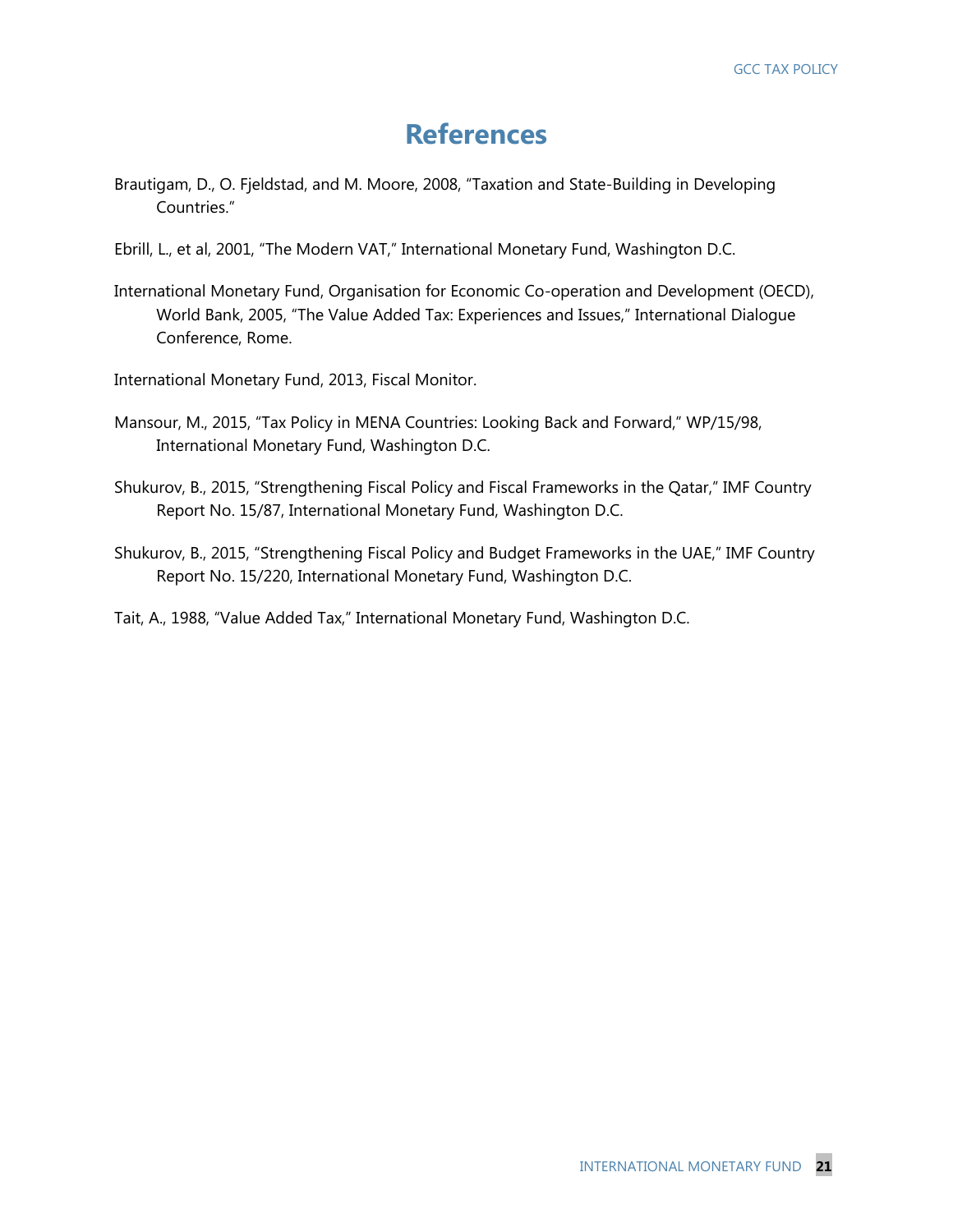# References

Brautigam, D., O. Fjeldstad, and M. Moore, 2008, "Taxation and State-Building in Developing Countries."

Ebrill, L., et al, 2001, "The Modern VAT," International Monetary Fund, Washington D.C.

International Monetary Fund, Organisation for Economic Co-operation and Development (OECD), World Bank, 2005, "The Value Added Tax: Experiences and Issues," International Dialogue Conference, Rome.

International Monetary Fund, 2013, Fiscal Monitor.

Mansour, M., 2015, "Tax Policy in MENA Countries: Looking Back and Forward," WP/15/98, International Monetary Fund, Washington D.C.

Shukurov, B., 2015, "Strengthening Fiscal Policy and Fiscal Frameworks in the Qatar," IMF Country Report No. 15/87, International Monetary Fund, Washington D.C.

Shukurov, B., 2015, "Strengthening Fiscal Policy and Budget Frameworks in the UAE," IMF Country Report No. 15/220, International Monetary Fund, Washington D.C.

Tait, A., 1988, "Value Added Tax," International Monetary Fund, Washington D.C.